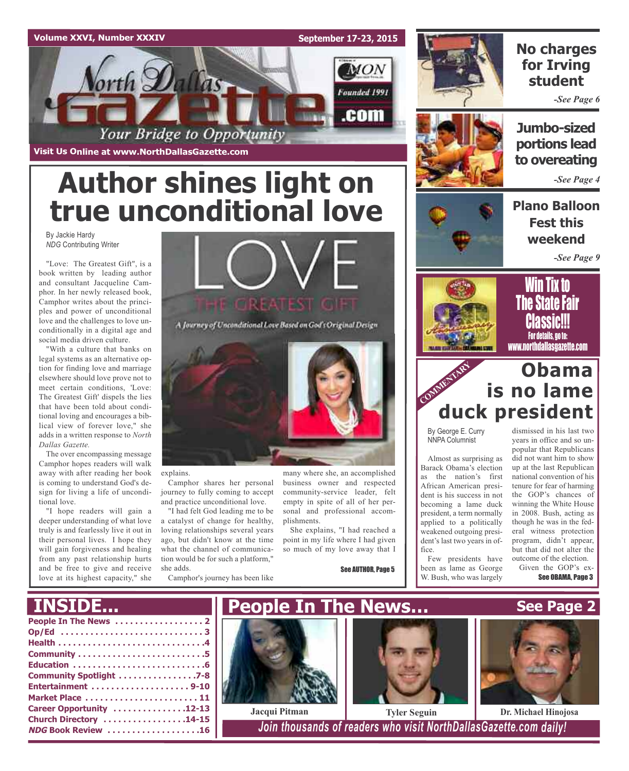Volume XXVI, Number XXXIV

September 17-23, 2015

North Dallas Gazette .com

Your Bridge to Opportunity

Founded 1991

Visit Us Online at www.NorthDallasGazette.com

# Author shines light on true unconditional love

By Jackie Hardy
*NDG* Contributing Writer

"Love: The Greatest Gift", is a book written by leading author and consultant Jacqueline Camphor. In her newly released book, Camphor writes about the principles and power of unconditional love and the challenges to love unconditionally in a digital age and social media driven culture.

"With a culture that banks on legal systems as an alternative option for finding love and marriage elsewhere should love prove not to meet certain conditions, 'Love: The Greatest Gift' dispels the lies that have been told about conditional loving and encourages a biblical view of forever love," she adds in a written response to *North Dallas Gazette.*

The over encompassing message Camphor hopes readers will walk away with after reading her book is coming to understand God's design for living a life of unconditional love.

"I hope readers will gain a deeper understanding of what love truly is and fearlessly live it out in their personal lives. I hope they will gain forgiveness and healing from any past relationship hurts and be free to give and receive love at its highest capacity," she explains.

Camphor shares her personal journey to fully coming to accept and practice unconditional love.

"I had felt God leading me to be a catalyst of change for healthy, loving relationships several years ago, but didn't know at the time what the channel of communication would be for such a platform," she adds.

Camphor's journey has been like many where she, an accomplished business owner and respected community-service leader, felt empty in spite of all of her personal and professional accomplishments.

She explains, "I had reached a point in my life where I had given so much of my love away that I

**See AUTHOR, Page 5**

LOVE THE GREATEST GIFT
A Journey of Unconditional Love Based on God's Original Design

## No charges for Irving student

*-See Page 6*

## Jumbo-sized portions lead to overeating

*-See Page 4*

## Plano Balloon Fest this weekend

*-See Page 9*

## Win Tix to The State Fair Classic!!!

For details, go to: www.northdallasgazette.com

COMMENTARY

# Obama is no lame duck president

By George E. Curry
NNPA Columnist

Almost as surprising as Barack Obama's election as the nation's first African American president is his success in not becoming a lame duck president, a term normally applied to a politically weakened outgoing president's last two years in office.

Few presidents have been as lame as George W. Bush, who was largely dismissed in his last two years in office and so unpopular that Republicans did not want him to show up at the last Republican national convention of his tenure for fear of harming the GOP's chances of winning the White House in 2008. Bush, acting as though he was in the federal witness protection program, didn't appear, but that did not alter the outcome of the election.

Given the GOP's ex-

**See OBAMA, Page 3**

## INSIDE...

- People In The News . . . . . . . . . . . . . . . . . 2
- Op/Ed . . . . . . . . . . . . . . . . . . . . . . . . . . . . 3
- Health . . . . . . . . . . . . . . . . . . . . . . . . . . . . 4
- Community . . . . . . . . . . . . . . . . . . . . . . . . 5
- Education . . . . . . . . . . . . . . . . . . . . . . . . . 6
- Community Spotlight . . . . . . . . . . . . . . . 7-8
- Entertainment . . . . . . . . . . . . . . . . . . . 9-10
- Market Place . . . . . . . . . . . . . . . . . . . . . . 11
- Career Opportunity . . . . . . . . . . . . . . 12-13
- Church Directory . . . . . . . . . . . . . . . . 14-15
- *NDG* Book Review . . . . . . . . . . . . . . . . . 16

## People In The News...

See Page 2

Jacqui Pitman

Tyler Seguin

Dr. Michael Hinojosa

*Join thousands of readers who visit NorthDallasGazette.com daily!*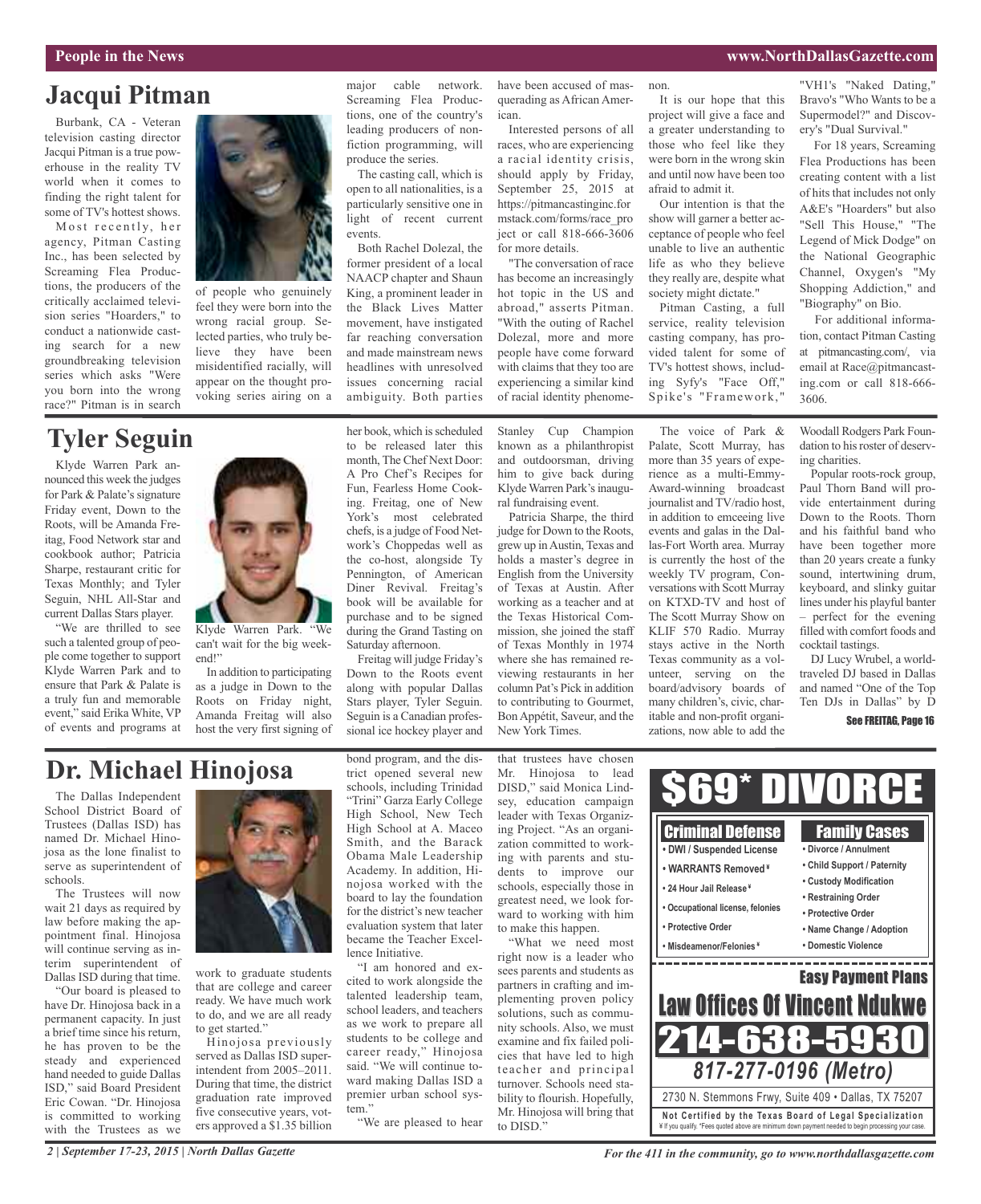## Jacqui Pitman

Burbank, CA - Veteran television casting director Jacqui Pitman is a true powerhouse in the reality TV world when it comes to finding the right talent for some of TV's hottest shows.

Most recently, her agency, Pitman Casting Inc., has been selected by Screaming Flea Productions, the producers of the critically acclaimed television series "Hoarders," to conduct a nationwide casting search for a new groundbreaking television series which asks "Were you born into the wrong race?" Pitman is in search of people who genuinely feel they were born into the wrong racial group. Selected parties, who truly believe they have been misidentified racially, will appear on the thought provoking series airing on a major cable network. Screaming Flea Productions, one of the country's leading producers of nonfiction programming, will produce the series.

The casting call, which is open to all nationalities, is a particularly sensitive one in light of recent current events.

Both Rachel Dolezal, the former president of a local NAACP chapter and Shaun King, a prominent leader in the Black Lives Matter movement, have instigated far reaching conversation and made mainstream news headlines with unresolved issues concerning racial ambiguity. Both parties have been accused of masquerading as African American.

Interested persons of all races, who are experiencing a racial identity crisis, should apply by Friday, September 25, 2015 at https://pitmancastinginc.formstack.com/forms/race_project or call 818-666-3606 for more details.

"The conversation of race has become an increasingly hot topic in the US and abroad," asserts Pitman. "With the outing of Rachel Dolezal, more and more people have come forward with claims that they too are experiencing a similar kind of racial identity phenomenon.

It is our hope that this project will give a face and a greater understanding to those who feel like they were born in the wrong skin and until now have been too afraid to admit it.

Our intention is that the show will garner a better acceptance of people who feel unable to live an authentic life as who they believe they really are, despite what society might dictate."

Pitman Casting, a full service, reality television casting company, has provided talent for some of TV's hottest shows, including Syfy's "Face Off," Spike's "Framework," "VH1's "Naked Dating," Bravo's "Who Wants to be a Supermodel?" and Discovery's "Dual Survival."

For 18 years, Screaming Flea Productions has been creating content with a list of hits that includes not only A&E's "Hoarders" but also "Sell This House," "The Legend of Mick Dodge" on the National Geographic Channel, Oxygen's "My Shopping Addiction," and "Biography" on Bio.

For additional information, contact Pitman Casting at pitmancasting.com/, via email at Race@pitmancasting.com or call 818-666-3606.

## Tyler Seguin

Klyde Warren Park announced this week the judges for Park & Palate's signature Friday event, Down to the Roots, will be Amanda Freitag, Food Network star and cookbook author; Patricia Sharpe, restaurant critic for Texas Monthly; and Tyler Seguin, NHL All-Star and current Dallas Stars player.

"We are thrilled to see such a talented group of people come together to support Klyde Warren Park and to ensure that Park & Palate is a truly fun and memorable event," said Erika White, VP of events and programs at Klyde Warren Park. "We can't wait for the big weekend!"

In addition to participating as a judge in Down to the Roots on Friday night, Amanda Freitag will also host the very first signing of her book, which is scheduled to be released later this month, The Chef Next Door: A Pro Chef's Recipes for Fun, Fearless Home Cooking. Freitag, one of New York's most celebrated chefs, is a judge of Food Network's Choppedas well as the co-host, alongside Ty Pennington, of American Diner Revival. Freitag's book will be available for purchase and to be signed during the Grand Tasting on Saturday afternoon.

Freitag will judge Friday's Down to the Roots event along with popular Dallas Stars player, Tyler Seguin. Seguin is a Canadian professional ice hockey player and Stanley Cup Champion known as a philanthropist and outdoorsman, driving him to give back during Klyde Warren Park's inaugural fundraising event.

Patricia Sharpe, the third judge for Down to the Roots, grew up in Austin, Texas and holds a master's degree in English from the University of Texas at Austin. After working as a teacher and at the Texas Historical Commission, she joined the staff of Texas Monthly in 1974 where she has remained reviewing restaurants in her column Pat's Pick in addition to contributing to Gourmet, Bon Appétit, Saveur, and the New York Times.

The voice of Park & Palate, Scott Murray, has more than 35 years of experience as a multi-Emmy-Award-winning broadcast journalist and TV/radio host, in addition to emceeing live events and galas in the Dallas-Fort Worth area. Murray is currently the host of the weekly TV program, Conversations with Scott Murray on KTXD-TV and host of The Scott Murray Show on KLIF 570 Radio. Murray stays active in the North Texas community as a volunteer, serving on the board/advisory boards of many children's, civic, charitable and non-profit organizations, now able to add the Woodall Rodgers Park Foundation to his roster of deserving charities.

Popular roots-rock group, Paul Thorn Band will provide entertainment during Down to the Roots. Thorn and his faithful band who have been together more than 20 years create a funky sound, intertwining drum, keyboard, and slinky guitar lines under his playful banter – perfect for the evening filled with comfort foods and cocktail tastings.

DJ Lucy Wrubel, a world-traveled DJ based in Dallas and named "One of the Top Ten DJs in Dallas" by D

See FREITAG, Page 16

## Dr. Michael Hinojosa

The Dallas Independent School District Board of Trustees (Dallas ISD) has named Dr. Michael Hinojosa as the lone finalist to serve as superintendent of schools.

The Trustees will now wait 21 days as required by law before making the appointment final. Hinojosa will continue serving as interim superintendent of Dallas ISD during that time.

"Our board is pleased to have Dr. Hinojosa back in a permanent capacity. In just a brief time since his return, he has proven to be the steady and experienced hand needed to guide Dallas ISD," said Board President Eric Cowan. "Dr. Hinojosa is committed to working with the Trustees as we work to graduate students that are college and career ready. We have much work to do, and we are all ready to get started."

Hinojosa previously served as Dallas ISD superintendent from 2005–2011. During that time, the district graduation rate improved five consecutive years, voters approved a $1.35 billion bond program, and the district opened several new schools, including Trinidad "Trini" Garza Early College High School, New Tech High School at A. Maceo Smith, and the Barack Obama Male Leadership Academy. In addition, Hinojosa worked with the board to lay the foundation for the district's new teacher evaluation system that later became the Teacher Excellence Initiative.

"I am honored and excited to work alongside the talented leadership team, school leaders, and teachers as we work to prepare all students to be college and career ready," Hinojosa said. "We will continue toward making Dallas ISD a premier urban school system."

"We are pleased to hear that trustees have chosen Mr. Hinojosa to lead DISD," said Monica Lindsey, education campaign leader with Texas Organizing Project. "As an organization committed to working with parents and students to improve our schools, especially those in greatest need, we look forward to working with him to make this happen.

"What we need most right now is a leader who sees parents and students as partners in crafting and implementing proven policy solutions, such as community schools. Also, we must examine and fix failed policies that have led to high teacher and principal turnover. Schools need stability to flourish. Hopefully, Mr. Hinojosa will bring that to DISD."

---

**$69* DIVORCE**

**Criminal Defense**
- DWI / Suspended License
- WARRANTS Removed ¥
- 24 Hour Jail Release ¥
- Occupational license, felonies
- Protective Order
- Misdeamenor/Felonies ¥

**Family Cases**
- Divorce / Annulment
- Child Support / Paternity
- Custody Modification
- Restraining Order
- Protective Order
- Name Change / Adoption
- Domestic Violence

**Easy Payment Plans**

**Law Offices Of Vincent Ndukwe**

**214-638-5930**

*817-277-0196 (Metro)*

2730 N. Stemmons Frwy, Suite 409 • Dallas, TX 75207

**Not Certified by the Texas Board of Legal Specialization**

¥ If you qualify. *Fees quoted above are minimum down payment needed to begin processing your case.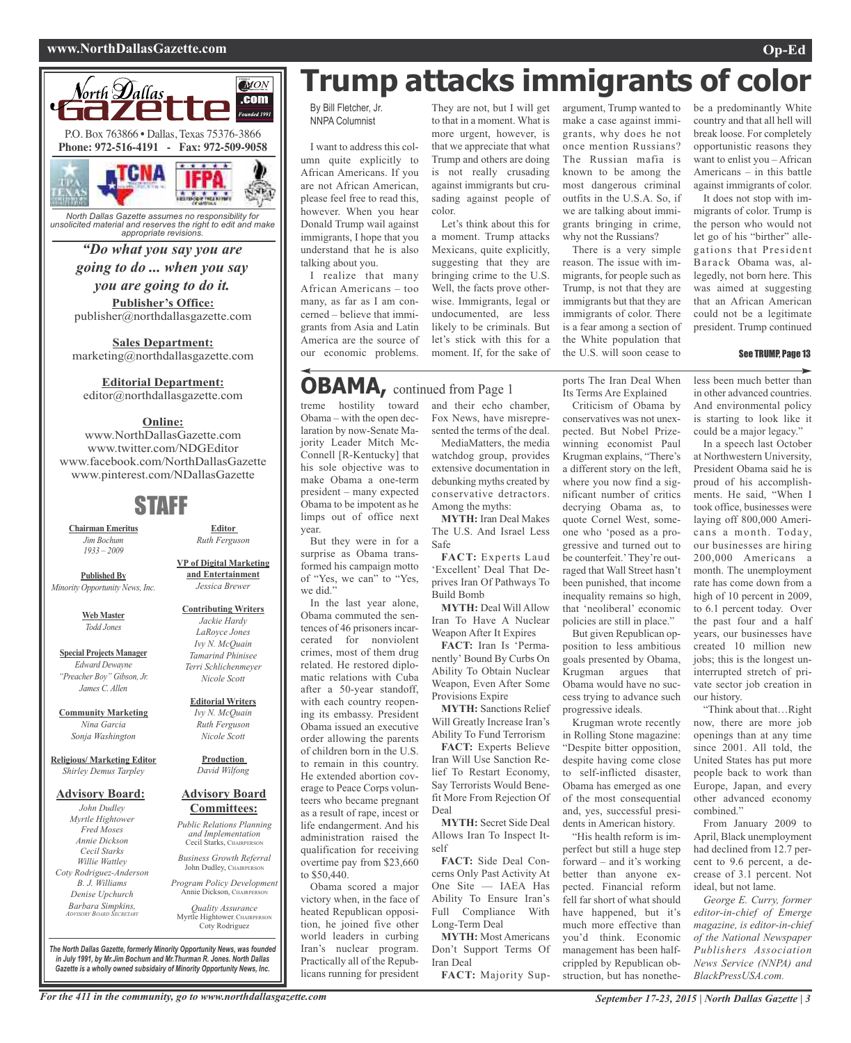# Trump attacks immigrants of color

By Bill Fletcher, Jr.
NNPA Columnist

I want to address this column quite explicitly to African Americans. If you are not African American, please feel free to read this, however. When you hear Donald Trump wail against immigrants, I hope that you understand that he is also talking about you.

I realize that many African Americans – too many, as far as I am concerned – believe that immigrants from Asia and Latin America are the source of our economic problems. They are not, but I will get to that in a moment. What is more urgent, however, is that we appreciate that what Trump and others are doing is not really crusading against immigrants but crusading against people of color.

Let's think about this for a moment. Trump attacks Mexicans, quite explicitly, suggesting that they are bringing crime to the U.S. Well, the facts prove otherwise. Immigrants, legal or undocumented, are less likely to be criminals. But let's stick with this for a moment. If, for the sake of argument, Trump wanted to make a case against immigrants, why does he not once mention Russians? The Russian mafia is known to be among the most dangerous criminal outfits in the U.S.A. So, if we are talking about immigrants bringing in crime, why not the Russians?

There is a very simple reason. The issue with immigrants, for people such as Trump, is not that they are immigrants but that they are immigrants of color. There is a fear among a section of the White population that the U.S. will soon cease to be a predominantly White country and that all hell will break loose. For completely opportunistic reasons they want to enlist you – African Americans – in this battle against immigrants of color.

It does not stop with immigrants of color. Trump is the person who would not let go of his "birther" allegations that President Barack Obama was, allegedly, not born here. This was aimed at suggesting that an African American could not be a legitimate president. Trump continued

See TRUMP, Page 13

## OBAMA, continued from Page 1

treme hostility toward Obama – with the open declaration by now-Senate Majority Leader Mitch McConnell [R-Kentucky] that his sole objective was to make Obama a one-term president – many expected Obama to be impotent as he limps out of office next year.

But they were in for a surprise as Obama transformed his campaign motto of "Yes, we can" to "Yes, we did."

In the last year alone, Obama commuted the sentences of 46 prisoners incarcerated for nonviolent crimes, most of them drug related. He restored diplomatic relations with Cuba after a 50-year standoff, with each country reopening its embassy. President Obama issued an executive order allowing the parents of children born in the U.S. to remain in this country. He extended abortion coverage to Peace Corps volunteers who became pregnant as a result of rape, incest or life endangerment. And his administration raised the qualification for receiving overtime pay from $23,660 to $50,440.

Obama scored a major victory when, in the face of heated Republican opposition, he joined five other world leaders in curbing Iran's nuclear program. Practically all of the Republicans running for president and their echo chamber, Fox News, have misrepresented the terms of the deal.

MediaMatters, the media watchdog group, provides extensive documentation in debunking myths created by conservative detractors. Among the myths:

**MYTH:** Iran Deal Makes The U.S. And Israel Less Safe

**FACT:** Experts Laud 'Excellent' Deal That Deprives Iran Of Pathways To Build Bomb

**MYTH:** Deal Will Allow Iran To Have A Nuclear Weapon After It Expires

**FACT:** Iran Is 'Permanently' Bound By Curbs On Ability To Obtain Nuclear Weapon, Even After Some Provisions Expire

**MYTH:** Sanctions Relief Will Greatly Increase Iran's Ability To Fund Terrorism

**FACT:** Experts Believe Iran Will Use Sanction Relief To Restart Economy, Say Terrorists Would Benefit More From Rejection Of Deal

**MYTH:** Secret Side Deal Allows Iran To Inspect Itself

**FACT:** Side Deal Concerns Only Past Activity At One Site — IAEA Has Ability To Ensure Iran's Full Compliance With Long-Term Deal

**MYTH:** Most Americans Don't Support Terms Of Iran Deal

**FACT:** Majority Supports The Iran Deal When Its Terms Are Explained

Criticism of Obama by conservatives was not unexpected. But Nobel Prize-winning economist Paul Krugman explains, "There's a different story on the left, where you now find a significant number of critics decrying Obama as, to quote Cornel West, someone who 'posed as a progressive and turned out to be counterfeit.' They're outraged that Wall Street hasn't been punished, that income inequality remains so high, that 'neoliberal' economic policies are still in place."

But given Republican opposition to less ambitious goals presented by Obama, Krugman argues that Obama would have no success trying to advance such progressive ideals.

Krugman wrote recently in Rolling Stone magazine: "Despite bitter opposition, despite having come close to self-inflicted disaster, Obama has emerged as one of the most consequential and, yes, successful presidents in American history.

"His health reform is imperfect but still a huge step forward – and it's working better than anyone expected. Financial reform fell far short of what should have happened, but it's much more effective than you'd think. Economic management has been half-crippled by Republican obstruction, but has nonetheless been much better than in other advanced countries. And environmental policy is starting to look like it could be a major legacy."

In a speech last October at Northwestern University, President Obama said he is proud of his accomplishments. He said, "When I took office, businesses were laying off 800,000 Americans a month. Today, our businesses are hiring 200,000 Americans a month. The unemployment rate has come down from a high of 10 percent in 2009, to 6.1 percent today. Over the past four and a half years, our businesses have created 10 million new jobs; this is the longest uninterrupted stretch of private sector job creation in our history.

"Think about that…Right now, there are more job openings than at any time since 2001. All told, the United States has put more people back to work than Europe, Japan, and every other advanced economy combined."

From January 2009 to April, Black unemployment had declined from 12.7 percent to 9.6 percent, a decrease of 3.1 percent. Not ideal, but not lame.

*George E. Curry, former editor-in-chief of Emerge magazine, is editor-in-chief of the National Newspaper Publishers Association News Service (NNPA) and BlackPressUSA.com.*

---

North Dallas Gazette .com — Founded 1991

P.O. Box 763866 • Dallas, Texas 75376-3866
**Phone: 972-516-4191 - Fax: 972-509-9058**

*North Dallas Gazette assumes no responsibility for unsolicited material and reserves the right to edit and make appropriate revisions.*

***"Do what you say you are going to do ... when you say you are going to do it.***

**Publisher's Office:**
publisher@northdallasgazette.com

**Sales Department:**
marketing@northdallasgazette.com

**Editorial Department:**
editor@northdallasgazette.com

**Online:**
www.NorthDallasGazette.com
www.twitter.com/NDGEditor
www.facebook.com/NorthDallasGazette
www.pinterest.com/NDallasGazette

## STAFF

**Chairman Emeritus**
*Jim Bochum 1933 – 2009*

**Published By**
*Minority Opportunity News, Inc.*

**Web Master**
*Todd Jones*

**Special Projects Manager**
*Edward Dewayne "Preacher Boy" Gibson, Jr.*
*James C. Allen*

**Community Marketing**
*Nina Garcia*
*Sonja Washington*

**Religious/ Marketing Editor**
*Shirley Demus Tarpley*

**Advisory Board:**
*John Dudley*
*Myrtle Hightower*
*Fred Moses*
*Annie Dickson*
*Cecil Starks*
*Willie Wattley*
*Coty Rodriguez-Anderson*
*B. J. Williams*
*Denise Upchurch*
*Barbara Simpkins, Advisory Board Secretary*

**Editor**
*Ruth Ferguson*

**VP of Digital Marketing and Entertainment**
*Jessica Brewer*

**Contributing Writers**
*Jackie Hardy*
*LaRoyce Jones*
*Ivy N. McQuain*
*Tamarind Phinisee*
*Terri Schlichenmeyer*
*Nicole Scott*

**Editorial Writers**
*Ivy N. McQuain*
*Ruth Ferguson*
*Nicole Scott*

**Production**
*David Wilfong*

**Advisory Board Committees:**

*Public Relations Planning and Implementation*
Cecil Starks, Chairperson

*Business Growth Referral*
John Dudley, Chairperson

*Program Policy Development*
Annie Dickson, Chairperson

*Quality Assurance*
Myrtle Hightower, Chairperson
Coty Rodriguez

*The North Dallas Gazette, formerly Minority Opportunity News, was founded in July 1991, by Mr.Jim Bochum and Mr.Thurman R. Jones. North Dallas Gazette is a wholly owned subsidairy of Minority Opportunity News, Inc.*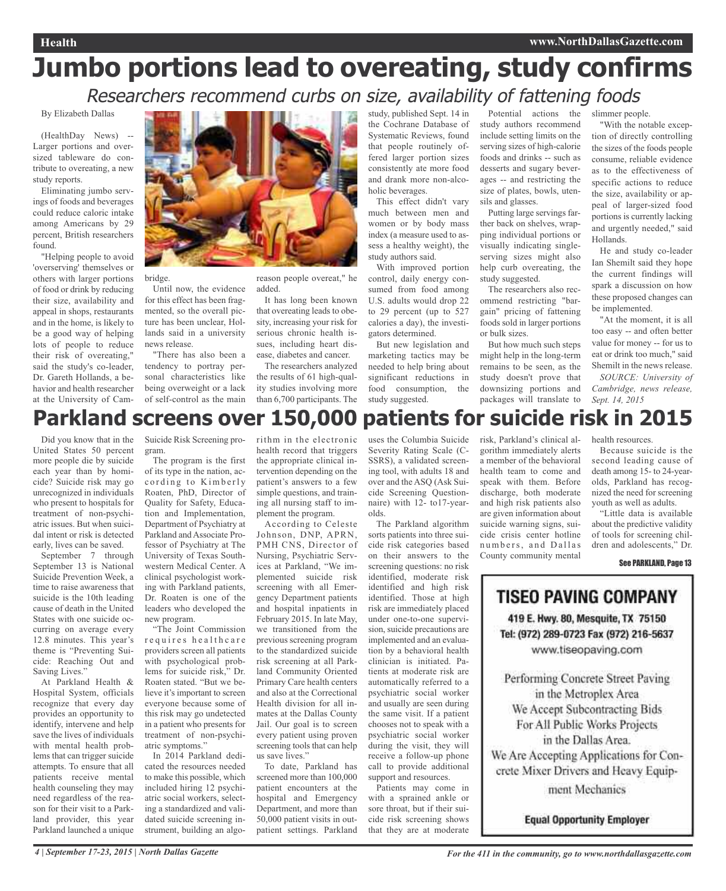# Jumbo portions lead to overeating, study confirms

## Researchers recommend curbs on size, availability of fattening foods

By Elizabeth Dallas

(HealthDay News) -- Larger portions and oversized tableware do contribute to overeating, a new study reports.

Eliminating jumbo servings of foods and beverages could reduce caloric intake among Americans by 29 percent, British researchers found.

"Helping people to avoid 'overserving' themselves or others with larger portions of food or drink by reducing their size, availability and appeal in shops, restaurants and in the home, is likely to be a good way of helping lots of people to reduce their risk of overeating," said the study's co-leader, Dr. Gareth Hollands, a behavior and health researcher at the University of Cambridge.

Until now, the evidence for this effect has been fragmented, so the overall picture has been unclear, Hollands said in a university news release.

"There has also been a tendency to portray personal characteristics like being overweight or a lack of self-control as the main reason people overeat," he added.

It has long been known that overeating leads to obesity, increasing your risk for serious chronic health issues, including heart disease, diabetes and cancer.

The researchers analyzed the results of 61 high-quality studies involving more than 6,700 participants. The study, published Sept. 14 in the Cochrane Database of Systematic Reviews, found that people routinely offered larger portion sizes consistently ate more food and drank more non-alcoholic beverages.

This effect didn't vary much between men and women or by body mass index (a measure used to assess a healthy weight), the study authors said.

With improved portion control, daily energy consumed from food among U.S. adults would drop 22 to 29 percent (up to 527 calories a day), the investigators determined.

But new legislation and marketing tactics may be needed to help bring about significant reductions in food consumption, the study suggested.

Potential actions the study authors recommend include setting limits on the serving sizes of high-calorie foods and drinks -- such as desserts and sugary beverages -- and restricting the size of plates, bowls, utensils and glasses.

Putting large servings farther back on shelves, wrapping individual portions or visually indicating single-serving sizes might also help curb overeating, the study suggested.

The researchers also recommend restricting "bargain" pricing of fattening foods sold in larger portions or bulk sizes.

But how much such steps might help in the long-term remains to be seen, as the study doesn't prove that downsizing portions and packages will translate to slimmer people.

"With the notable exception of directly controlling the sizes of the foods people consume, reliable evidence as to the effectiveness of specific actions to reduce the size, availability or appeal of larger-sized food portions is currently lacking and urgently needed," said Hollands.

He and study co-leader Ian Shemilt said they hope the current findings will spark a discussion on how these proposed changes can be implemented.

"At the moment, it is all too easy -- and often better value for money -- for us to eat or drink too much," said Shemilt in the news release.

*SOURCE: University of Cambridge, news release, Sept. 14, 2015*

# Parkland screens over 150,000 patients for suicide risk in 2015

Did you know that in the United States 50 percent more people die by suicide each year than by homicide? Suicide risk may go unrecognized in individuals who present to hospitals for treatment of non-psychiatric issues. But when suicidal intent or risk is detected early, lives can be saved.

September 7 through September 13 is National Suicide Prevention Week, a time to raise awareness that suicide is the 10th leading cause of death in the United States with one suicide occurring on average every 12.8 minutes. This year's theme is "Preventing Suicide: Reaching Out and Saving Lives."

At Parkland Health & Hospital System, officials recognize that every day provides an opportunity to identify, intervene and help save the lives of individuals with mental health problems that can trigger suicide attempts. To ensure that all patients receive mental health counseling they may need regardless of the reason for their visit to a Parkland provider, this year Parkland launched a unique Suicide Risk Screening program.

The program is the first of its type in the nation, according to Kimberly Roaten, PhD, Director of Quality for Safety, Education and Implementation, Department of Psychiatry at Parkland and Associate Professor of Psychiatry at The University of Texas Southwestern Medical Center. A clinical psychologist working with Parkland patients, Dr. Roaten is one of the leaders who developed the new program.

"The Joint Commission requires healthcare providers screen all patients with psychological problems for suicide risk," Dr. Roaten stated. "But we believe it's important to screen everyone because some of this risk may go undetected in a patient who presents for treatment of non-psychiatric symptoms."

In 2014 Parkland dedicated the resources needed to make this possible, which included hiring 12 psychiatric social workers, selecting a standardized and validated suicide screening instrument, building an algorithm in the electronic health record that triggers the appropriate clinical intervention depending on the patient's answers to a few simple questions, and training all nursing staff to implement the program.

According to Celeste Johnson, DNP, APRN, PMH CNS, Director of Nursing, Psychiatric Services at Parkland, "We implemented suicide risk screening with all Emergency Department patients and hospital inpatients in February 2015. In late May, we transitioned from the previous screening program to the standardized suicide risk screening at all Parkland Community Oriented Primary Care health centers and also at the Correctional Health division for all inmates at the Dallas County Jail. Our goal is to screen every patient using proven screening tools that can help us save lives."

To date, Parkland has screened more than 100,000 patient encounters at the hospital and Emergency Department, and more than 50,000 patient visits in outpatient settings. Parkland uses the Columbia Suicide Severity Rating Scale (C-SSRS), a validated screening tool, with adults 18 and over and the ASQ (Ask Suicide Screening Questionnaire) with 12- to17-year-olds.

The Parkland algorithm sorts patients into three suicide risk categories based on their answers to the screening questions: no risk identified, moderate risk identified and high risk identified. Those at high risk are immediately placed under one-to-one supervision, suicide precautions are implemented and an evaluation by a behavioral health clinician is initiated. Patients at moderate risk are automatically referred to a psychiatric social worker and usually are seen during the same visit. If a patient chooses not to speak with a psychiatric social worker during the visit, they will receive a follow-up phone call to provide additional support and resources.

Patients may come in with a sprained ankle or sore throat, but if their suicide risk screening shows that they are at moderate risk, Parkland's clinical algorithm immediately alerts a member of the behavioral health team to come and speak with them. Before discharge, both moderate and high risk patients also are given information about suicide warning signs, suicide crisis center hotline numbers, and Dallas County community mental health resources.

Because suicide is the second leading cause of death among 15- to 24-year-olds, Parkland has recognized the need for screening youth as well as adults.

"Little data is available about the predictive validity of tools for screening children and adolescents," Dr.

**See PARKLAND, Page 13**

**TISEO PAVING COMPANY**

419 E. Hwy. 80, Mesquite, TX 75150

Tel: (972) 289-0723 Fax (972) 216-5637

www.tiseopaving.com

Performing Concrete Street Paving in the Metroplex Area

We Accept Subcontracting Bids For All Public Works Projects in the Dallas Area.

We Are Accepting Applications for Concrete Mixer Drivers and Heavy Equipment Mechanics

**Equal Opportunity Employer**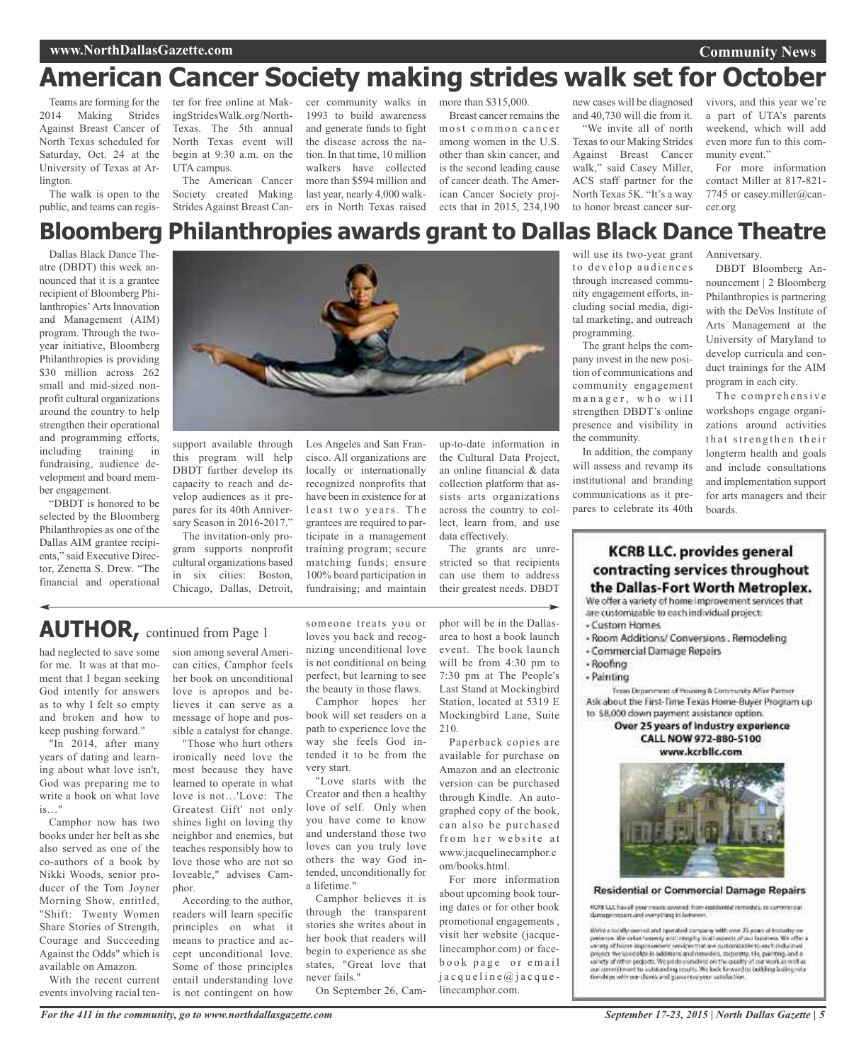# American Cancer Society making strides walk set for October

Teams are forming for the 2014 Making Strides Against Breast Cancer of North Texas scheduled for Saturday, Oct. 24 at the University of Texas at Arlington.

The walk is open to the public, and teams can register for free online at MakingStridesWalk.org/NorthTexas. The 5th annual North Texas event will begin at 9:30 a.m. on the UTA campus.

The American Cancer Society created Making Strides Against Breast Cancer community walks in 1993 to build awareness and generate funds to fight the disease across the nation. In that time, 10 million walkers have collected more than $594 million and last year, nearly 4,000 walkers in North Texas raised more than $315,000.

Breast cancer remains the most common cancer among women in the U.S. other than skin cancer, and is the second leading cause of cancer death. The American Cancer Society projects that in 2015, 234,190 new cases will be diagnosed and 40,730 will die from it.

"We invite all of north Texas to our Making Strides Against Breast Cancer walk," said Casey Miller, ACS staff partner for the North Texas 5K. "It's a way to honor breast cancer survivors, and this year we're a part of UTA's parents weekend, which will add even more fun to this community event."

For more information contact Miller at 817-821-7745 or casey.miller@cancer.org

# Bloomberg Philanthropies awards grant to Dallas Black Dance Theatre

Dallas Black Dance Theatre (DBDT) this week announced that it is a grantee recipient of Bloomberg Philanthropies' Arts Innovation and Management (AIM) program. Through the two-year initiative, Bloomberg Philanthropies is providing $30 million across 262 small and mid-sized nonprofit cultural organizations around the country to help strengthen their operational and programming efforts, including training in fundraising, audience development and board member engagement.

"DBDT is honored to be selected by the Bloomberg Philanthropies as one of the Dallas AIM grantee recipients," said Executive Director, Zenetta S. Drew. "The financial and operational support available through this program will help DBDT further develop its capacity to reach and develop audiences as it prepares for its 40th Anniversary Season in 2016-2017."

The invitation-only program supports nonprofit cultural organizations based in six cities: Boston, Chicago, Dallas, Detroit, Los Angeles and San Francisco. All organizations are locally or internationally recognized nonprofits that have been in existence for at least two years. The grantees are required to participate in a management training program; secure matching funds; ensure 100% board participation in fundraising; and maintain up-to-date information in the Cultural Data Project, an online financial & data collection platform that assists arts organizations across the country to collect, learn from, and use data effectively.

The grants are unrestricted so that recipients can use them to address their greatest needs. DBDT will use its two-year grant to develop audiences through increased community engagement efforts, including social media, digital marketing, and outreach programming.

The grant helps the company invest in the new position of communications and community engagement manager, who will strengthen DBDT's online presence and visibility in the community.

In addition, the company will assess and revamp its institutional and branding communications as it prepares to celebrate its 40th Anniversary.

DBDT Bloomberg Announcement | 2 Bloomberg Philanthropies is partnering with the DeVos Institute of Arts Management at the University of Maryland to develop curricula and conduct trainings for the AIM program in each city.

The comprehensive workshops engage organizations around activities that strengthen their longterm health and goals and include consultations and implementation support for arts managers and their boards.

## AUTHOR, continued from Page 1

had neglected to save some for me. It was at that moment that I began seeking God intently for answers as to why I felt so empty and broken and how to keep pushing forward."

"In 2014, after many years of dating and learning about what love isn't, God was preparing me to write a book on what love is…"

Camphor now has two books under her belt as she also served as one of the co-authors of a book by Nikki Woods, senior producer of the Tom Joyner Morning Show, entitled, "Shift: Twenty Women Share Stories of Strength, Courage and Succeeding Against the Odds" which is available on Amazon.

With the recent current events involving racial tension among several American cities, Camphor feels her book on unconditional love is apropos and believes it can serve as a message of hope and possible a catalyst for change.

"Those who hurt others ironically need love the most because they have learned to operate in what love is not…'Love: The Greatest Gift' not only shines light on loving thy neighbor and enemies, but teaches responsibly how to love those who are not so loveable," advises Camphor.

According to the author, readers will learn specific principles on what it means to practice and accept unconditional love. Some of those principles entail understanding love is not contingent on how someone treats you or loves you back and recognizing unconditional love is not conditional on being perfect, but learning to see the beauty in those flaws.

Camphor hopes her book will set readers on a path to experience love the way she feels God intended it to be from the very start.

"Love starts with the Creator and then a healthy love of self. Only when you have come to know and understand those two loves can you truly love others the way God intended, unconditionally for a lifetime."

Camphor believes it is through the transparent stories she writes about in her book that readers will begin to experience as she states, "Great love that never fails."

On September 26, Camphor will be in the Dallas-area to host a book launch event. The book launch will be from 4:30 pm to 7:30 pm at The People's Last Stand at Mockingbird Station, located at 5319 E Mockingbird Lane, Suite 210.

Paperback copies are available for purchase on Amazon and an electronic version can be purchased through Kindle. An autographed copy of the book, can also be purchased from her website at www.jacquelinecamphor.com/books.html.

For more information about upcoming book touring dates or for other book promotional engagements, visit her website (jacquelinecamphor.com) or facebook page or email jacqueline@jacquelinecamphor.com.

---

**KCRB LLC. provides general contracting services throughout the Dallas-Fort Worth Metroplex.**

We offer a variety of home improvement services that are customizable to each individual project:

- Custom Homes
- Room Additions/ Conversions . Remodeling
- Commercial Damage Repairs
- Roofing
- Painting

Texas Department of Housing & Community Affair Partner

Ask about the First-Time Texas Home-Buyer Program up to $8,000 down payment assistance option.

**Over 25 years of industry experience**

**CALL NOW 972-880-5100**

**www.kcrbllc.com**

**Residential or Commercial Damage Repairs**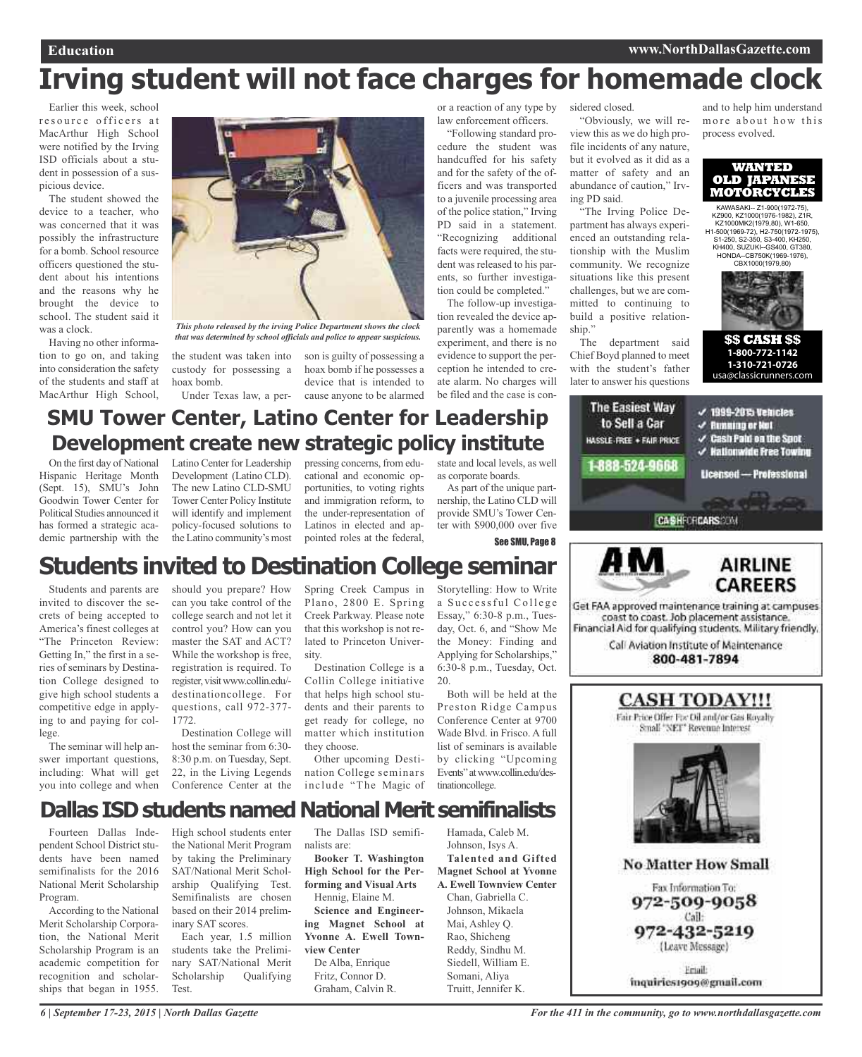# Irving student will not face charges for homemade clock

Earlier this week, school resource officers at MacArthur High School were notified by the Irving ISD officials about a student in possession of a suspicious device.

The student showed the device to a teacher, who was concerned that it was possibly the infrastructure for a bomb. School resource officers questioned the student about his intentions and the reasons why he brought the device to school. The student said it was a clock.

*This photo released by the irving Police Department shows the clock that was determined by school officials and police to appear suspicious.*

Having no other information to go on, and taking into consideration the safety of the students and staff at MacArthur High School, the student was taken into custody for possessing a hoax bomb.

Under Texas law, a person is guilty of possessing a hoax bomb if he possesses a device that is intended to cause anyone to be alarmed or a reaction of any type by law enforcement officers.

"Following standard procedure the student was handcuffed for his safety and for the safety of the officers and was transported to a juvenile processing area of the police station," Irving PD said in a statement. "Recognizing additional facts were required, the student was released to his parents, so further investigation could be completed."

The follow-up investigation revealed the device apparently was a homemade experiment, and there is no evidence to support the perception he intended to create alarm. No charges will be filed and the case is considered closed.

"Obviously, we will review this as we do high profile incidents of any nature, but it evolved as it did as a matter of safety and an abundance of caution," Irving PD said.

"The Irving Police Department has always experienced an outstanding relationship with the Muslim community. We recognize situations like this present challenges, but we are committed to continuing to build a positive relationship."

The department said Chief Boyd planned to meet with the student's father later to answer his questions and to help him understand more about how this process evolved.

# SMU Tower Center, Latino Center for Leadership Development create new strategic policy institute

On the first day of National Hispanic Heritage Month (Sept. 15), SMU's John Goodwin Tower Center for Political Studies announced it has formed a strategic academic partnership with the Latino Center for Leadership Development (Latino CLD). The new Latino CLD-SMU Tower Center Policy Institute will identify and implement policy-focused solutions to the Latino community's most pressing concerns, from educational and economic opportunities, to voting rights and immigration reform, to the under-representation of Latinos in elected and appointed roles at the federal, state and local levels, as well as corporate boards.

As part of the unique partnership, the Latino CLD will provide SMU's Tower Center with $900,000 over five

**See SMU, Page 8**

# Students invited to Destination College seminar

Students and parents are invited to discover the secrets of being accepted to America's finest colleges at "The Princeton Review: Getting In," the first in a series of seminars by Destination College designed to give high school students a competitive edge in applying to and paying for college.

The seminar will help answer important questions, including: What will get you into college and when should you prepare? How can you take control of the college search and not let it control you? How can you master the SAT and ACT? While the workshop is free, registration is required. To register, visit www.collin.edu/-destinationcollege. For questions, call 972-377-1772.

Destination College will host the seminar from 6:30-8:30 p.m. on Tuesday, Sept. 22, in the Living Legends Conference Center at the Spring Creek Campus in Plano, 2800 E. Spring Creek Parkway. Please note that this workshop is not related to Princeton University.

Destination College is a Collin College initiative that helps high school students and their parents to get ready for college, no matter which institution they choose.

Other upcoming Destination College seminars include "The Magic of Storytelling: How to Write a Successful College Essay," 6:30-8 p.m., Tuesday, Oct. 6, and "Show Me the Money: Finding and Applying for Scholarships," 6:30-8 p.m., Tuesday, Oct. 20.

Both will be held at the Preston Ridge Campus Conference Center at 9700 Wade Blvd. in Frisco. A full list of seminars is available by clicking "Upcoming Events" at www.collin.edu/destinationcollege.

# Dallas ISD students named National Merit semifinalists

Fourteen Dallas Independent School District students have been named semifinalists for the 2016 National Merit Scholarship Program.

According to the National Merit Scholarship Corporation, the National Merit Scholarship Program is an academic competition for recognition and scholarships that began in 1955. High school students enter the National Merit Program by taking the Preliminary SAT/National Merit Scholarship Qualifying Test. Semifinalists are chosen based on their 2014 preliminary SAT scores.

Each year, 1.5 million students take the Preliminary SAT/National Merit Scholarship Qualifying Test.

The Dallas ISD semifinalists are:

**Booker T. Washington High School for the Performing and Visual Arts**

Hennig, Elaine M.

**Science and Engineering Magnet School at Yvonne A. Ewell Townview Center**

De Alba, Enrique
Fritz, Connor D.
Graham, Calvin R.
Hamada, Caleb M.
Johnson, Isys A.

**Talented and Gifted Magnet School at Yvonne A. Ewell Townview Center**

Chan, Gabriella C.
Johnson, Mikaela
Mai, Ashley Q.
Rao, Shicheng
Reddy, Sindhu M.
Siedell, William E.
Somani, Aliya
Truitt, Jennifer K.

---

**WANTED OLD JAPANESE MOTORCYCLES**

KAWASAKI-- Z1-900(1972-75), KZ900, KZ1000(1976-1982), Z1R, KZ1000MK2(1979,80), W1-650, H1-500(1969-72), H2-750(1972-1975), S1-250, S2-350, S3-400, KH250, KH400, SUZUKI--GS400, GT380, HONDA--CB750K(1969-1976), CBX1000(1979,80)

**$$ CASH $$**
1-800-772-1142
1-310-721-0726
usa@classicrunners.com

---

The Easiest Way to Sell a Car
HASSLE-FREE • FAIR PRICE
1-888-524-9668

- 1999-2015 Vehicles
- Running or Not
- Cash Paid on the Spot
- Nationwide Free Towing

Licensed — Professional

CASHFORCARS.COM

---

**AM AIRLINE CAREERS**

Get FAA approved maintenance training at campuses coast to coast. Job placement assistance. Financial Aid for qualifying students. Military friendly.

Call Aviation Institute of Maintenance
800-481-7894

---

**CASH TODAY!!!**

Fair Price Offer For Oil and/or Gas Royalty
Small "NET" Revenue Interest

**No Matter How Small**

Fax Information To:
972-509-9058
Call:
972-432-5219
(Leave Message)

Email:
inquiries1909@gmail.com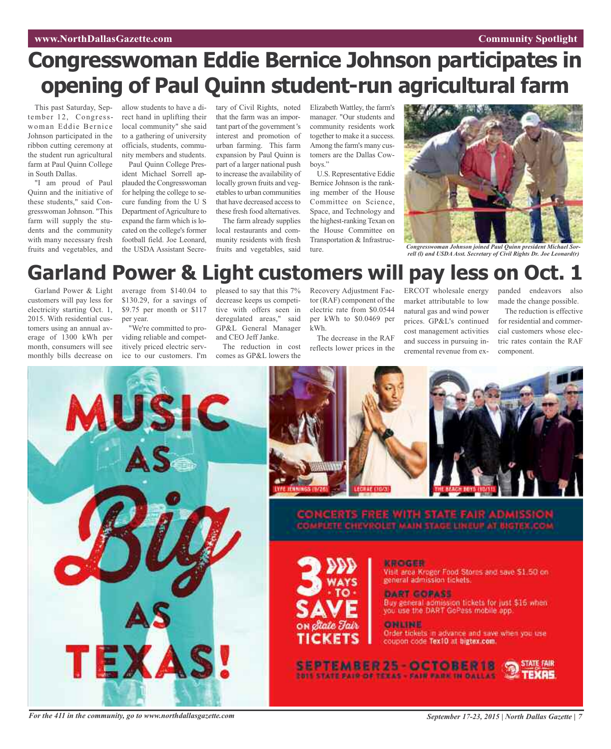# Congresswoman Eddie Bernice Johnson participates in opening of Paul Quinn student-run agricultural farm

This past Saturday, September 12, Congresswoman Eddie Bernice Johnson participated in the ribbon cutting ceremony at the student run agricultural farm at Paul Quinn College in South Dallas.

"I am proud of Paul Quinn and the initiative of these students," said Congresswoman Johnson. "This farm will supply the students and the community with many necessary fresh fruits and vegetables, and allow students to have a direct hand in uplifting their local community" she said to a gathering of university officials, students, community members and students.

Paul Quinn College President Michael Sorrell applauded the Congresswoman for helping the college to secure funding from the U S Department of Agriculture to expand the farm which is located on the college's former football field. Joe Leonard, the USDA Assistant Secretary of Civil Rights, noted that the farm was an important part of the government's interest and promotion of urban farming. This farm expansion by Paul Quinn is part of a larger national push to increase the availability of locally grown fruits and vegetables to urban communities that have decreased access to these fresh food alternatives.

The farm already supplies local restaurants and community residents with fresh fruits and vegetables, said Elizabeth Wattley, the farm's manager. "Our students and community residents work together to make it a success. Among the farm's many customers are the Dallas Cowboys."

U.S. Representative Eddie Bernice Johnson is the ranking member of the House Committee on Science, Space, and Technology and the highest-ranking Texan on the House Committee on Transportation & Infrastructure.

*Congresswoman Johnson joined Paul Quinn president Michael Sorrell (l) and USDA Asst. Secretary of Civil Rights Dr. Joe Leonard(r)*

# Garland Power & Light customers will pay less on Oct. 1

Garland Power & Light customers will pay less for electricity starting Oct. 1, 2015. With residential customers using an annual average of 1300 kWh per month, consumers will see monthly bills decrease on average from $140.04 to $130.29, for a savings of $9.75 per month or $117 per year.

"We're committed to providing reliable and competitively priced electric service to our customers. I'm pleased to say that this 7% decrease keeps us competitive with offers seen in deregulated areas," said GP&L General Manager and CEO Jeff Janke.

The reduction in cost comes as GP&L lowers the Recovery Adjustment Factor (RAF) component of the electric rate from $0.0544 per kWh to $0.0469 per kWh.

The decrease in the RAF reflects lower prices in the ERCOT wholesale energy market attributable to low natural gas and wind power prices. GP&L's continued cost management activities and success in pursuing incremental revenue from expanded endeavors also made the change possible.

The reduction is effective for residential and commercial customers whose electric rates contain the RAF component.

MUSIC AS *Big* AS TEXAS!

LYFE JENNINGS (9/26) LECRAE (10/3) THE BEACH BOYS (10/11)

CONCERTS FREE WITH STATE FAIR ADMISSION
COMPLETE CHEVROLET MAIN STAGE LINEUP AT BIGTEX.COM

3 WAYS TO SAVE ON *State Fair* TICKETS

**KROGER**
Visit area Kroger Food Stores and save $1.50 on general admission tickets.

**DART GOPASS**
Buy general admission tickets for just $15 when you use the DART GoPass mobile app.

**ONLINE**
Order tickets in advance and save when you use coupon code **Tex10** at **bigtex.com**.

SEPTEMBER 25 - OCTOBER 18
2015 STATE FAIR OF TEXAS • FAIR PARK IN DALLAS

STATE FAIR OF TEXAS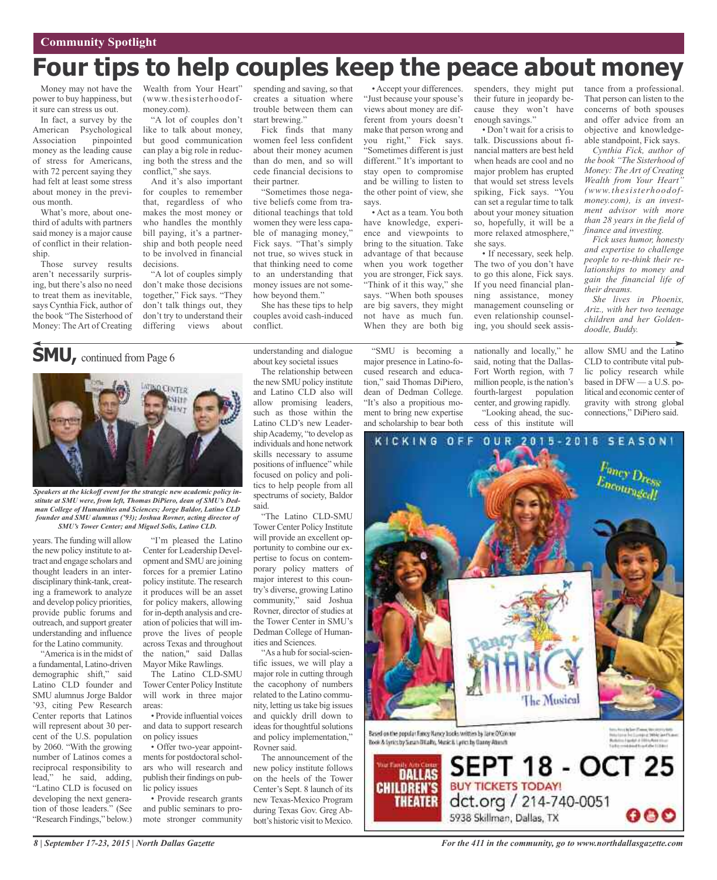Community Spotlight

# Four tips to help couples keep the peace about money

Money may not have the power to buy happiness, but it sure can stress us out.

In fact, a survey by the American Psychological Association pinpointed money as the leading cause of stress for Americans, with 72 percent saying they had felt at least some stress about money in the previous month.

What's more, about one-third of adults with partners said money is a major cause of conflict in their relationship.

Those survey results aren't necessarily surprising, but there's also no need to treat them as inevitable, says Cynthia Fick, author of the book "The Sisterhood of Money: The Art of Creating Wealth from Your Heart" (www.thesisterhoodofmoney.com).

"A lot of couples don't like to talk about money, but good communication can play a big role in reducing both the stress and the conflict," she says.

And it's also important for couples to remember that, regardless of who makes the most money or who handles the monthly bill paying, it's a partnership and both people need to be involved in financial decisions.

"A lot of couples simply don't make those decisions together," Fick says. "They don't talk things out, they don't try to understand their differing views about spending and saving, so that creates a situation where trouble between them can start brewing."

Fick finds that many women feel less confident about their money acumen than do men, and so will cede financial decisions to their partner.

"Sometimes those negative beliefs come from traditional teachings that told women they were less capable of managing money," Fick says. "That's simply not true, so wives stuck in that thinking need to come to an understanding that money issues are not somehow beyond them."

She has these tips to help couples avoid cash-induced conflict.

• Accept your differences. "Just because your spouse's views about money are different from yours doesn't make that person wrong and you right," Fick says. "Sometimes different is just different." It's important to stay open to compromise and be willing to listen to the other point of view, she says.

• Act as a team. You both have knowledge, experience and viewpoints to bring to the situation. Take advantage of that because when you work together you are stronger, Fick says. "Think of it this way," she says. "When both spouses are big savers, they might not have as much fun. When they are both big spenders, they might put their future in jeopardy because they won't have enough savings."

• Don't wait for a crisis to talk. Discussions about financial matters are best held when heads are cool and no major problem has erupted that would set stress levels spiking, Fick says. "You can set a regular time to talk about your money situation so, hopefully, it will be a more relaxed atmosphere," she says.

• If necessary, seek help. The two of you don't have to go this alone, Fick says. If you need financial planning assistance, money management counseling or even relationship counseling, you should seek assistance from a professional. That person can listen to the concerns of both spouses and offer advice from an objective and knowledgeable standpoint, Fick says.

*Cynthia Fick, author of the book "The Sisterhood of Money: The Art of Creating Wealth from Your Heart" (www.thesisterhoodofmoney.com), is an investment advisor with more than 28 years in the field of finance and investing.*

*Fick uses humor, honesty and expertise to challenge people to re-think their relationships to money and gain the financial life of their dreams.*

*She lives in Phoenix, Ariz., with her two teenage children and her Goldendoodle, Buddy.*

## SMU, continued from Page 6

***Speakers at the kickoff event for the strategic new academic policy institute at SMU were, from left, Thomas DiPiero, dean of SMU's Dedman College of Humanities and Sciences; Jorge Baldor, Latino CLD founder and SMU alumnus ('93); Joshua Rovner, acting director of SMU's Tower Center; and Miguel Solis, Latino CLD.***

years. The funding will allow the new policy institute to attract and engage scholars and thought leaders in an interdisciplinary think-tank, creating a framework to analyze and develop policy priorities, provide public forums and outreach, and support greater understanding and influence for the Latino community.

"America is in the midst of a fundamental, Latino-driven demographic shift," said Latino CLD founder and SMU alumnus Jorge Baldor '93, citing Pew Research Center reports that Latinos will represent about 30 percent of the U.S. population by 2060. "With the growing number of Latinos comes a reciprocal responsibility to lead," he said, adding, "Latino CLD is focused on developing the next generation of those leaders." (See "Research Findings," below.)

"I'm pleased the Latino Center for Leadership Development and SMU are joining forces for a premier Latino policy institute. The research it produces will be an asset for policy makers, allowing for in-depth analysis and creation of policies that will improve the lives of people across Texas and throughout the nation," said Dallas Mayor Mike Rawlings.

The Latino CLD-SMU Tower Center Policy Institute will work in three major areas:

• Provide influential voices and data to support research on policy issues

• Offer two-year appointments for postdoctoral scholars who will research and publish their findings on public policy issues

• Provide research grants and public seminars to promote stronger community understanding and dialogue about key societal issues

The relationship between the new SMU policy institute and Latino CLD also will allow promising leaders, such as those within the Latino CLD's new Leadership Academy, "to develop as individuals and hone network skills necessary to assume positions of influence" while focused on policy and politics to help people from all spectrums of society, Baldor said.

"The Latino CLD-SMU Tower Center Policy Institute will provide an excellent opportunity to combine our expertise to focus on contemporary policy matters of major interest to this country's diverse, growing Latino community," said Joshua Rovner, director of studies at the Tower Center in SMU's Dedman College of Humanities and Sciences.

"As a hub for social-scientific issues, we will play a major role in cutting through the cacophony of numbers related to the Latino community, letting us take big issues and quickly drill down to ideas for thoughtful solutions and policy implementation," Rovner said.

The announcement of the new policy institute follows on the heels of the Tower Center's Sept. 8 launch of its new Texas-Mexico Program during Texas Gov. Greg Abbott's historic visit to Mexico.

"SMU is becoming a major presence in Latino-focused research and education," said Thomas DiPiero, dean of Dedman College. "It's also a propitious moment to bring new expertise and scholarship to bear both nationally and locally," he said, noting that the Dallas-Fort Worth region, with 7 million people, is the nation's fourth-largest population center, and growing rapidly.

"Looking ahead, the success of this institute will allow SMU and the Latino CLD to contribute vital public policy research while based in DFW — a U.S. political and economic center of gravity with strong global connections," DiPiero said.

KICKING OFF OUR 2015-2016 SEASON!

Fancy Dress Encouraged!

Fancy Nancy The Musical

Based on the popular Fancy Nancy books written by Jane O'Connor. Book & Lyrics by Susan DiLallo, Music & Lyrics by Danny Abosch

SEPT 18 - OCT 25

BUY TICKETS TODAY!

dct.org / 214-740-0051

5938 Skillman, Dallas, TX

Your Family Arts Center DALLAS CHILDREN'S THEATER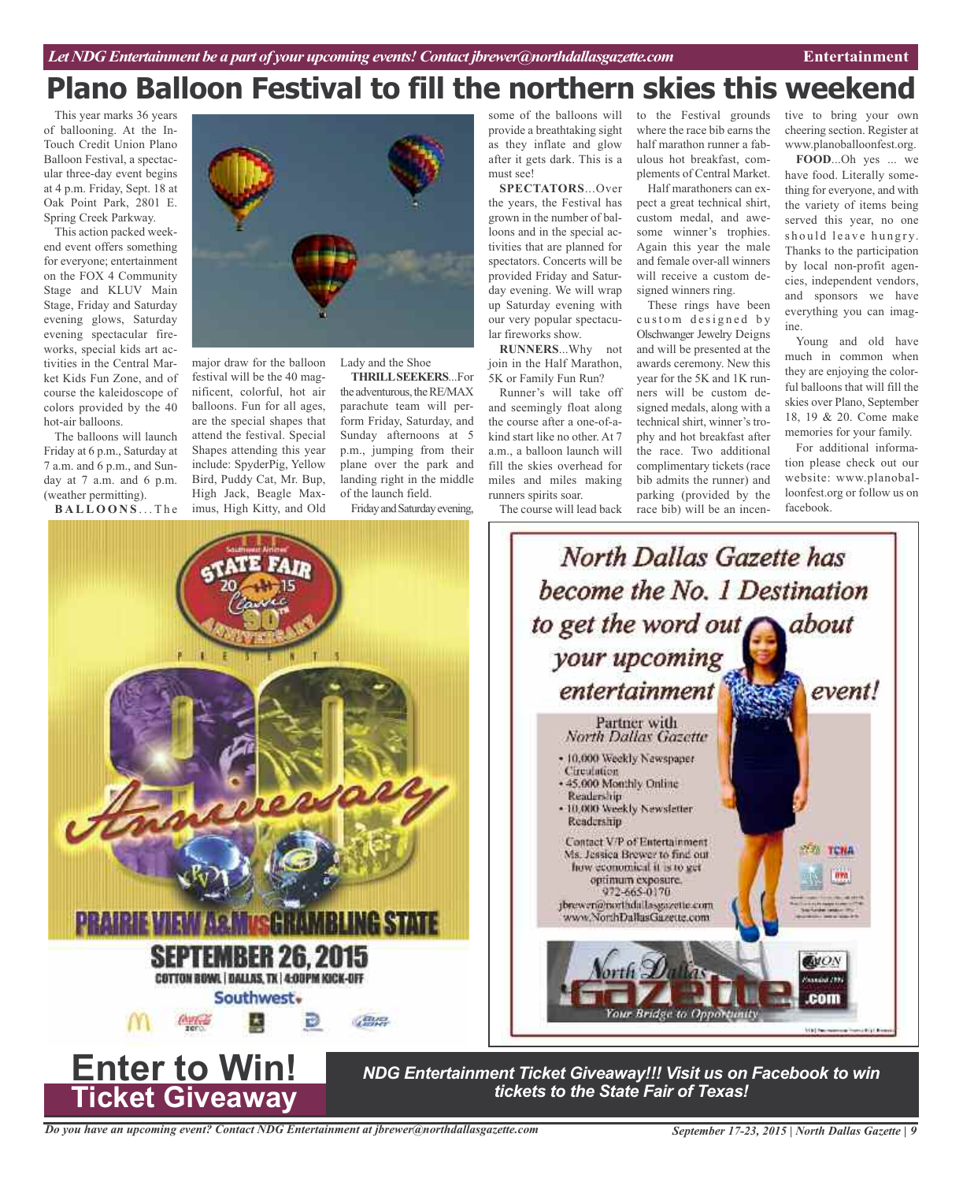# Plano Balloon Festival to fill the northern skies this weekend

This year marks 36 years of ballooning. At the In-Touch Credit Union Plano Balloon Festival, a spectacular three-day event begins at 4 p.m. Friday, Sept. 18 at Oak Point Park, 2801 E. Spring Creek Parkway.

This action packed weekend event offers something for everyone; entertainment on the FOX 4 Community Stage and KLUV Main Stage, Friday and Saturday evening glows, Saturday evening spectacular fireworks, special kids art activities in the Central Market Kids Fun Zone, and of course the kaleidoscope of colors provided by the 40 hot-air balloons.

The balloons will launch Friday at 6 p.m., Saturday at 7 a.m. and 6 p.m., and Sunday at 7 a.m. and 6 p.m. (weather permitting).

**BALLOONS**...The major draw for the balloon festival will be the 40 magnificent, colorful, hot air balloons. Fun for all ages, are the special shapes that attend the festival. Special Shapes attending this year include: SpyderPig, Yellow Bird, Puddy Cat, Mr. Bup, High Jack, Beagle Maximus, High Kitty, and Old Lady and the Shoe

**THRILL SEEKERS**...For the adventurous, the RE/MAX parachute team will perform Friday, Saturday, and Sunday afternoons at 5 p.m., jumping from their plane over the park and landing right in the middle of the launch field.

Friday and Saturday evening, some of the balloons will provide a breathtaking sight as they inflate and glow after it gets dark. This is a must see!

**SPECTATORS**...Over the years, the Festival has grown in the number of balloons and in the special activities that are planned for spectators. Concerts will be provided Friday and Saturday evening. We will wrap up Saturday evening with our very popular spectacular fireworks show.

**RUNNERS**...Why not join in the Half Marathon, 5K or Family Fun Run?

Runner's will take off and seemingly float along the course after a one-of-a-kind start like no other. At 7 a.m., a balloon launch will fill the skies overhead for miles and miles making runners spirits soar.

The course will lead back to the Festival grounds where the race bib earns the half marathon runner a fabulous hot breakfast, compliments of Central Market.

Half marathoners can expect a great technical shirt, custom medal, and awesome winner's trophies. Again this year the male and female over-all winners will receive a custom designed winners ring.

These rings have been custom designed by Olschwanger Jewelry Deigns and will be presented at the awards ceremony. New this year for the 5K and 1K runners will be custom designed medals, along with a technical shirt, winner's trophy and hot breakfast after the race. Two additional complimentary tickets (race bib admits the runner) and parking (provided by the race bib) will be an incentive to bring your own cheering section. Register at www.planoballoonfest.org.

**FOOD**...Oh yes ... we have food. Literally something for everyone, and with the variety of items being served this year, no one should leave hungry. Thanks to the participation by local non-profit agencies, independent vendors, and sponsors we have everything you can imagine.

Young and old have much in common when they are enjoying the colorful balloons that will fill the skies over Plano, September 18, 19 & 20. Come make memories for your family.

For additional information please check out our website: www.planoballoonfest.org or follow us on facebook.

---

# Enter to Win!
## Ticket Giveaway

***NDG Entertainment Ticket Giveaway!!! Visit us on Facebook to win tickets to the State Fair of Texas!***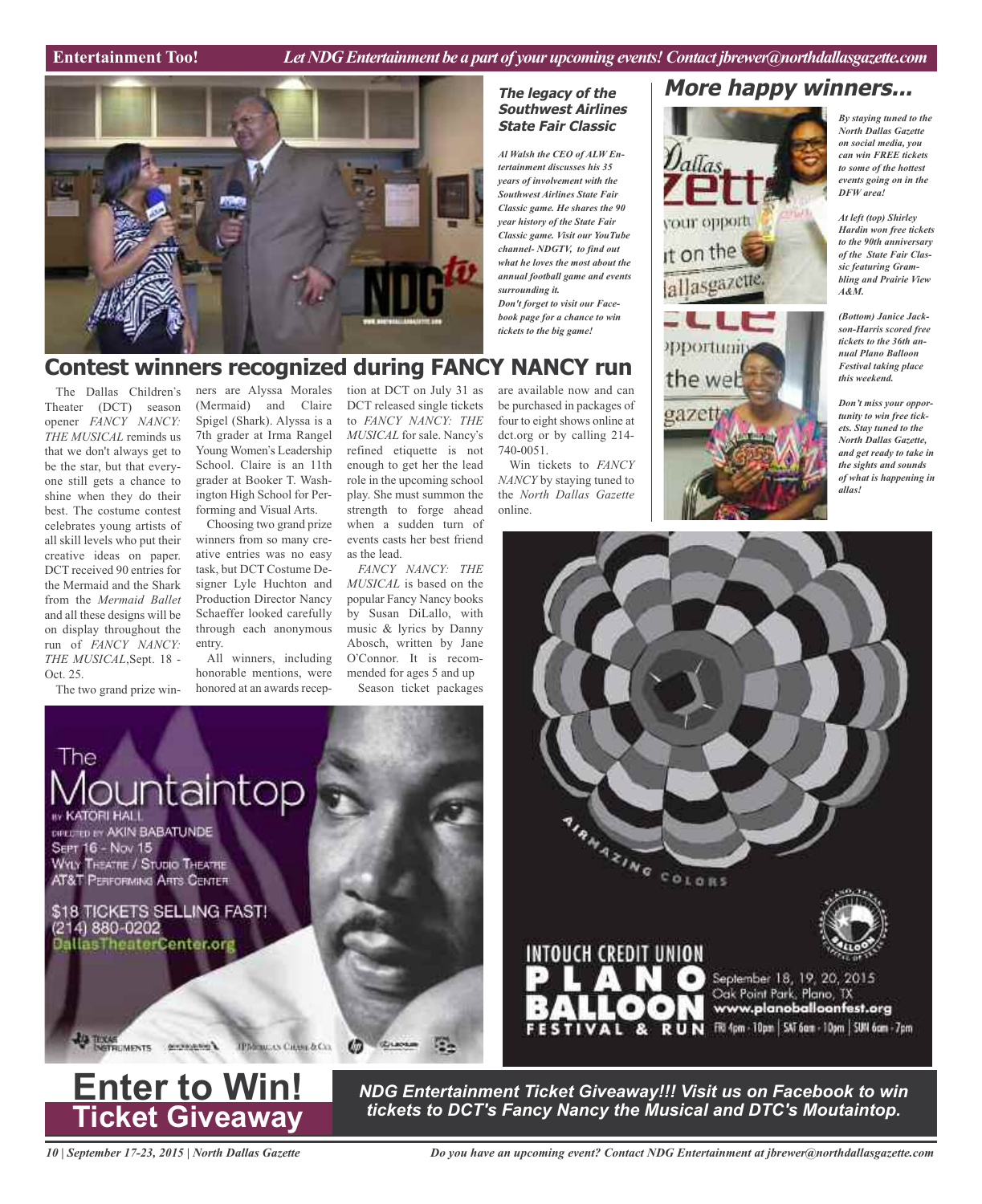## The legacy of the Southwest Airlines State Fair Classic

*Al Walsh the CEO of ALW Entertainment discusses his 35 years of involvement with the Southwest Airlines State Fair Classic game. He shares the 90 year history of the State Fair Classic game. Visit our YouTube channel- NDGTV, to find out what he loves the most about the annual football game and events surrounding it.*

*Don't forget to visit our Facebook page for a chance to win tickets to the big game!*

## More happy winners...

*By staying tuned to the North Dallas Gazette on social media, you can win FREE tickets to some of the hottest events going on in the DFW area!*

*At left (top) Shirley Hardin won free tickets to the 90th anniversary of the State Fair Classic featuring Grambling and Prairie View A&M.*

*(Bottom) Janice Jackson-Harris scored free tickets to the 36th annual Plano Balloon Festival taking place this weekend.*

*Don't miss your opportunity to win free tickets. Stay tuned to the North Dallas Gazette, and get ready to take in the sights and sounds of what is happening in allas!*

# Contest winners recognized during FANCY NANCY run

The Dallas Children's Theater (DCT) season opener *FANCY NANCY: THE MUSICAL* reminds us that we don't always get to be the star, but that everyone still gets a chance to shine when they do their best. The costume contest celebrates young artists of all skill levels who put their creative ideas on paper. DCT received 90 entries for the Mermaid and the Shark from the *Mermaid Ballet* and all these designs will be on display throughout the run of *FANCY NANCY: THE MUSICAL*, Sept. 18 - Oct. 25.

The two grand prize winners are Alyssa Morales (Mermaid) and Claire Spigel (Shark). Alyssa is a 7th grader at Irma Rangel Young Women's Leadership School. Claire is an 11th grader at Booker T. Washington High School for Performing and Visual Arts.

Choosing two grand prize winners from so many creative entries was no easy task, but DCT Costume Designer Lyle Huchton and Production Director Nancy Schaeffer looked carefully through each anonymous entry.

All winners, including honorable mentions, were honored at an awards reception at DCT on July 31 as DCT released single tickets to *FANCY NANCY: THE MUSICAL* for sale. Nancy's refined etiquette is not enough to get her the lead role in the upcoming school play. She must summon the strength to forge ahead when a sudden turn of events casts her best friend as the lead.

*FANCY NANCY: THE MUSICAL* is based on the popular Fancy Nancy books by Susan DiLallo, with music & lyrics by Danny Abosch, written by Jane O'Connor. It is recommended for ages 5 and up

Season ticket packages are available now and can be purchased in packages of four to eight shows online at dct.org or by calling 214-740-0051.

Win tickets to *FANCY NANCY* by staying tuned to the *North Dallas Gazette* online.

The Mountaintop
BY KATORI HALL
DIRECTED BY AKIN BABATUNDE
SEPT 16 - NOV 15
WYLY THEATRE / STUDIO THEATRE
AT&T PERFORMING ARTS CENTER

$18 TICKETS SELLING FAST!
(214) 880-0202
DallasTheaterCenter.org

AIRMAZING COLORS

INTOUCH CREDIT UNION
PLANO BALLOON FESTIVAL & RUN
September 18, 19, 20, 2015
Oak Point Park, Plano, TX
www.planoballoonfest.org
FRI 4pm - 10pm | SAT 6am - 10pm | SUN 6am - 7pm

# Enter to Win!
## Ticket Giveaway

***NDG Entertainment Ticket Giveaway!!! Visit us on Facebook to win tickets to DCT's Fancy Nancy the Musical and DTC's Moutaintop.***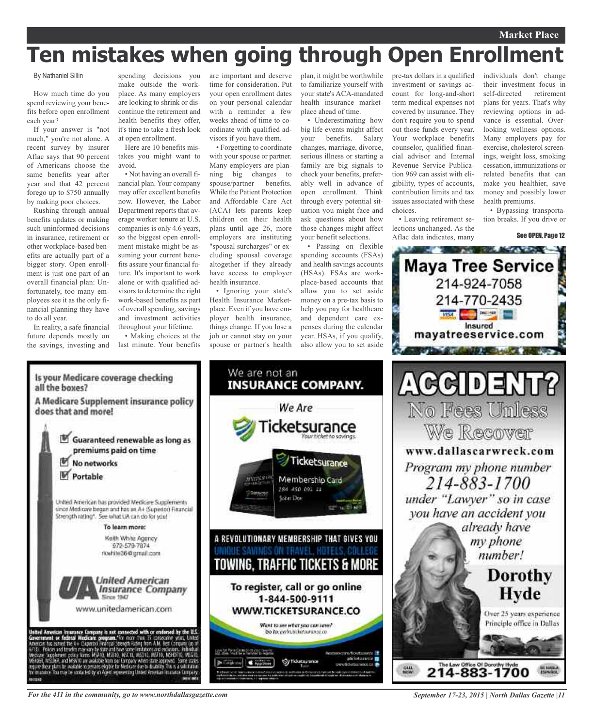# Ten mistakes when going through Open Enrollment

By Nathaniel Sillin

How much time do you spend reviewing your benefits before open enrollment each year?

If your answer is "not much," you're not alone. A recent survey by insurer Aflac says that 90 percent of Americans choose the same benefits year after year and that 42 percent forego up to $750 annually by making poor choices.

Rushing through annual benefits updates or making such uninformed decisions in insurance, retirement or other workplace-based benefits are actually part of a bigger story. Open enrollment is just one part of an overall financial plan: Unfortunately, too many employees see it as the only financial planning they have to do all year.

In reality, a safe financial future depends mostly on the savings, investing and spending decisions you make outside the workplace. As many employers are looking to shrink or discontinue the retirement and health benefits they offer, it's time to take a fresh look at open enrollment.

Here are 10 benefits mistakes you might want to avoid.

• Not having an overall financial plan. Your company may offer excellent benefits now. However, the Labor Department reports that average worker tenure at U.S. companies is only 4.6 years, so the biggest open enrollment mistake might be assuming your current benefits assure your financial future. It's important to work alone or with qualified advisors to determine the right work-based benefits as part of overall spending, savings and investment activities throughout your lifetime.

• Making choices at the last minute. Your benefits are important and deserve time for consideration. Put your open enrollment dates on your personal calendar with a reminder a few weeks ahead of time to coordinate with qualified advisors if you have them.

• Forgetting to coordinate with your spouse or partner. Many employers are planning big changes to spouse/partner benefits. While the Patient Protection and Affordable Care Act (ACA) lets parents keep children on their health plans until age 26, more employers are instituting "spousal surcharges" or excluding spousal coverage altogether if they already have access to employer health insurance.

• Ignoring your state's Health Insurance Marketplace. Even if you have employer health insurance, things change. If you lose a job or cannot stay on your spouse or partner's health plan, it might be worthwhile to familiarize yourself with your state's ACA-mandated health insurance marketplace ahead of time.

• Underestimating how big life events might affect your benefits. Salary changes, marriage, divorce, serious illness or starting a family are big signals to check your benefits, preferably well in advance of open enrollment. Think through every potential situation you might face and ask questions about how those changes might affect your benefit selections.

• Passing on flexible spending accounts (FSAs) and health savings accounts (HSAs). FSAs are workplace-based accounts that allow you to set aside money on a pre-tax basis to help you pay for healthcare and dependent care expenses during the calendar year. HSAs, if you qualify, also allow you to set aside pre-tax dollars in a qualified investment or savings account for long-and-short term medical expenses not covered by insurance. They don't require you to spend out those funds every year. Your workplace benefits counselor, qualified financial advisor and Internal Revenue Service Publication 969 can assist with eligibility, types of accounts, contribution limits and tax issues associated with these choices.

• Leaving retirement selections unchanged. As the Aflac data indicates, many individuals don't change their investment focus in self-directed retirement plans for years. That's why reviewing options in advance is essential. Overlooking wellness options. Many employers pay for exercise, cholesterol screenings, weight loss, smoking cessation, immunizations or related benefits that can make you healthier, save money and possibly lower health premiums.

• Bypassing transportation breaks. If you drive or

See OPEN, Page 12

**Maya Tree Service**
214-924-7058
214-770-2435
Insured
mayatreeservice.com

**Is your Medicare coverage checking all the boxes?**

**A Medicare Supplement insurance policy does that and more!**

- Guaranteed renewable as long as premiums paid on time
- No networks
- Portable

United American has provided Medicare Supplements since Medicare began and has an A+ (Superior) Financial Strength rating*. See what UA can do for you!

To learn more:
Keith White Agency
972-579-7874
rkwhite36@gmail.com

**United American Insurance Company** Since 1947
www.unitedamerican.com

We are not an **INSURANCE COMPANY.**

*We Are* **Ticketsurance** — Your ticket to savings.

A REVOLUTIONARY MEMBERSHIP THAT GIVES YOU UNIQUE SAVINGS ON TRAVEL, HOTELS, COLLEGE **TOWING, TRAFFIC TICKETS & MORE**

**To register, call or go online**
**1-844-500-9111**
**WWW.TICKETSURANCE.CO**

**ACCIDENT?**
No Fees Unless We Recover
**www.dallascarwreck.com**
*Program my phone number 214-883-1700 under "Lawyer" so in case you have an accident you already have my phone number!*

**Dorothy Hyde**
Over 25 years experience
Principle office in Dallas

The Law Office Of Dorothy Hyde
**214-883-1700**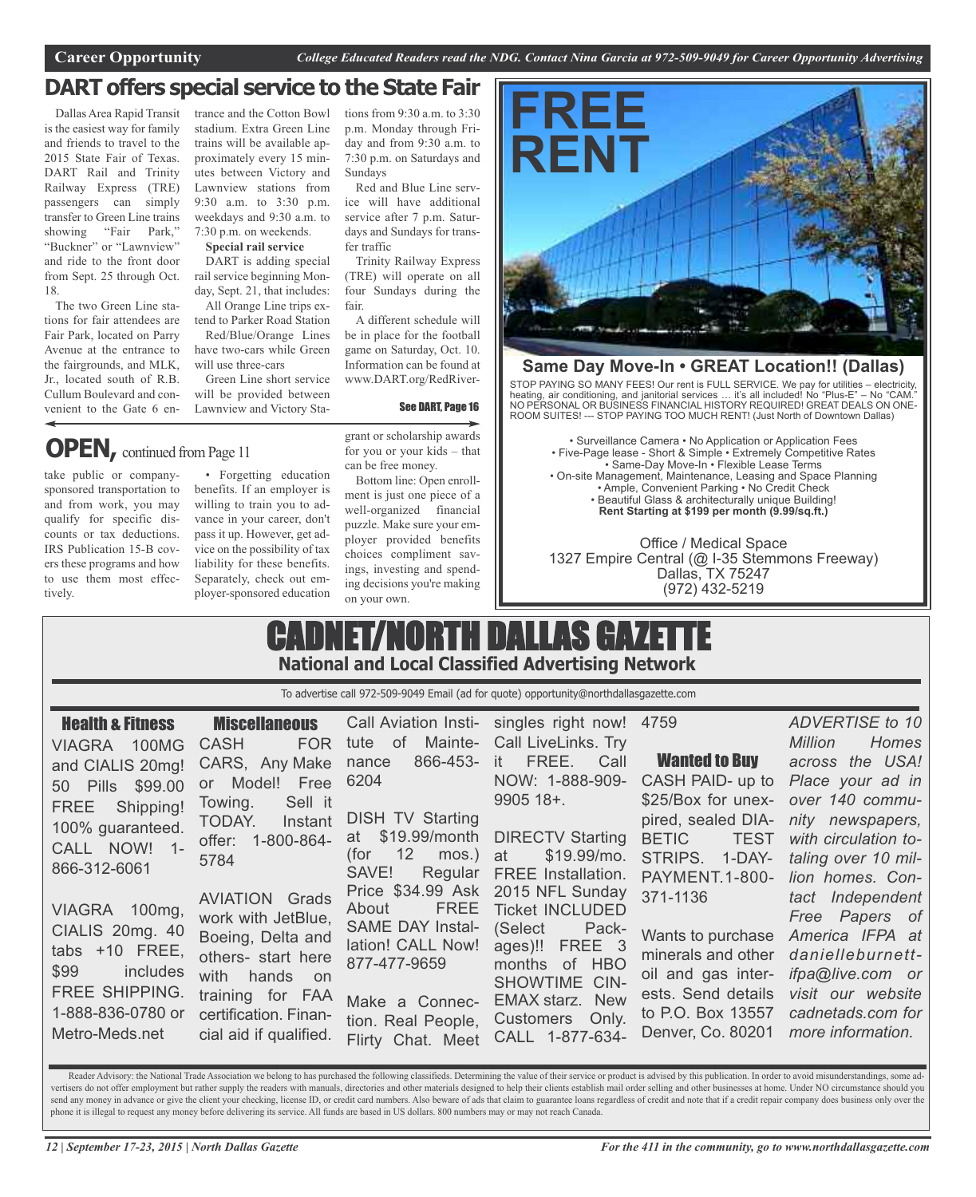## DART offers special service to the State Fair

Dallas Area Rapid Transit is the easiest way for family and friends to travel to the 2015 State Fair of Texas. DART Rail and Trinity Railway Express (TRE) passengers can simply transfer to Green Line trains showing "Fair Park," "Buckner" or "Lawnview" and ride to the front door from Sept. 25 through Oct. 18.

The two Green Line stations for fair attendees are Fair Park, located on Parry Avenue at the entrance to the fairgrounds, and MLK, Jr., located south of R.B. Cullum Boulevard and convenient to the Gate 6 entrance and the Cotton Bowl stadium. Extra Green Line trains will be available approximately every 15 minutes between Victory and Lawnview stations from 9:30 a.m. to 3:30 p.m. weekdays and 9:30 a.m. to 7:30 p.m. on weekends.

**Special rail service**

DART is adding special rail service beginning Monday, Sept. 21, that includes:

All Orange Line trips extend to Parker Road Station

Red/Blue/Orange Lines have two-cars while Green will use three-cars

Green Line short service will be provided between Lawnview and Victory Stations from 9:30 a.m. to 3:30 p.m. Monday through Friday and from 9:30 a.m. to 7:30 p.m. on Saturdays and Sundays

Red and Blue Line service will have additional service after 7 p.m. Saturdays and Sundays for transfer traffic

Trinity Railway Express (TRE) will operate on all four Sundays during the fair.

A different schedule will be in place for the football game on Saturday, Oct. 10. Information can be found at www.DART.org/RedRiver-

**See DART, Page 16**

## OPEN, continued from Page 11

take public or company-sponsored transportation to and from work, you may qualify for specific discounts or tax deductions. IRS Publication 15-B covers these programs and how to use them most effectively.

• Forgetting education benefits. If an employer is willing to train you to advance in your career, don't pass it up. However, get advice on the possibility of tax liability for these benefits. Separately, check out employer-sponsored education grant or scholarship awards for you or your kids – that can be free money.

Bottom line: Open enrollment is just one piece of a well-organized financial puzzle. Make sure your employer provided benefits choices compliment savings, investing and spending decisions you're making on your own.

---

# FREE RENT

**Same Day Move-In • GREAT Location!! (Dallas)**

STOP PAYING SO MANY FEES! Our rent is FULL SERVICE. We pay for utilities – electricity, heating, air conditioning, and janitorial services … it's all included! No "Plus-E" – No "CAM." NO PERSONAL OR BUSINESS FINANCIAL HISTORY REQUIRED! GREAT DEALS ON ONE-ROOM SUITES! --- STOP PAYING TOO MUCH RENT! (Just North of Downtown Dallas)

• Surveillance Camera • No Application or Application Fees
• Five-Page lease - Short & Simple • Extremely Competitive Rates
• Same-Day Move-In • Flexible Lease Terms
• On-site Management, Maintenance, Leasing and Space Planning
• Ample, Convenient Parking • No Credit Check
• Beautiful Glass & architecturally unique Building!
**Rent Starting at $199 per month (9.99/sq.ft.)**

Office / Medical Space
1327 Empire Central (@ I-35 Stemmons Freeway)
Dallas, TX 75247
(972) 432-5219

---

# CADNET/NORTH DALLAS GAZETTE

**National and Local Classified Advertising Network**

To advertise call 972-509-9049 Email (ad for quote) opportunity@northdallasgazette.com

### Health & Fitness

VIAGRA 100MG and CIALIS 20mg! 50 Pills $99.00 FREE Shipping! 100% guaranteed. CALL NOW! 1-866-312-6061

VIAGRA 100mg, CIALIS 20mg. 40 tabs +10 FREE, $99 includes FREE SHIPPING. 1-888-836-0780 or Metro-Meds.net

### Miscellaneous

CASH FOR CARS, Any Make or Model! Free Towing. Sell it TODAY. Instant offer: 1-800-864-5784

AVIATION Grads work with JetBlue, Boeing, Delta and others- start here with hands on training for FAA certification. Financial aid if qualified. Call Aviation Institute of Maintenance 866-453-6204

DISH TV Starting at $19.99/month (for 12 mos.) SAVE! Regular Price $34.99 Ask About FREE SAME DAY Installation! CALL Now! 877-477-9659

Make a Connection. Real People, Flirty Chat. Meet singles right now! Call LiveLinks. Try it FREE. Call NOW: 1-888-909-9905 18+.

DIRECTV Starting at $19.99/mo. FREE Installation. 2015 NFL Sunday Ticket INCLUDED (Select Packages)!! FREE 3 months of HBO SHOWTIME CINEMAX starz. New Customers Only. CALL 1-877-634-4759

### Wanted to Buy

CASH PAID- up to $25/Box for unexpired, sealed DIABETIC TEST STRIPS. 1-DAY-PAYMENT.1-800-371-1136

Wants to purchase minerals and other oil and gas interests. Send details to P.O. Box 13557 Denver, Co. 80201

*ADVERTISE to 10 Million Homes across the USA! Place your ad in over 140 community newspapers, with circulation totaling over 10 million homes. Contact Independent Free Papers of America IFPA at danielleburnett-ifpa@live.com or visit our website cadnetads.com for more information.*

Reader Advisory: the National Trade Association we belong to has purchased the following classifieds. Determining the value of their service or product is advised by this publication. In order to avoid misunderstandings, some advertisers do not offer employment but rather supply the readers with manuals, directories and other materials designed to help their clients establish mail order selling and other businesses at home. Under NO circumstance should you send any money in advance or give the client your checking, license ID, or credit card numbers. Also beware of ads that claim to guarantee loans regardless of credit and note that if a credit repair company does business only over the phone it is illegal to request any money before delivering its service. All funds are based in US dollars. 800 numbers may or may not reach Canada.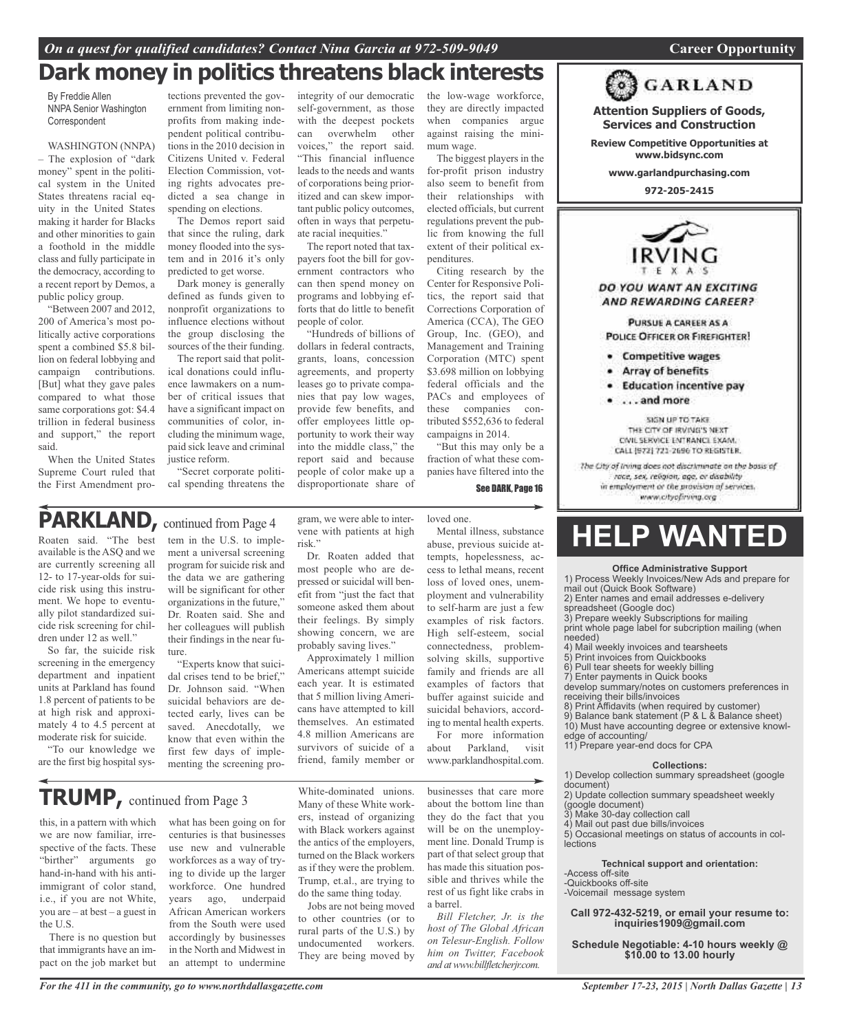# Dark money in politics threatens black interests

By Freddie Allen
NNPA Senior Washington Correspondent

WASHINGTON (NNPA) – The explosion of "dark money" spent in the political system in the United States threatens racial equity in the United States making it harder for Blacks and other minorities to gain a foothold in the middle class and fully participate in the democracy, according to a recent report by Demos, a public policy group.

"Between 2007 and 2012, 200 of America's most politically active corporations spent a combined $5.8 billion on federal lobbying and campaign contributions. [But] what they gave pales compared to what those same corporations got: $4.4 trillion in federal business and support," the report said.

When the United States Supreme Court ruled that the First Amendment protections prevented the government from limiting nonprofits from making independent political contributions in the 2010 decision in Citizens United v. Federal Election Commission, voting rights advocates predicted a sea change in spending on elections.

The Demos report said that since the ruling, dark money flooded into the system and in 2016 it's only predicted to get worse.

Dark money is generally defined as funds given to nonprofit organizations to influence elections without the group disclosing the sources of the their funding.

The report said that political donations could influence lawmakers on a number of critical issues that have a significant impact on communities of color, including the minimum wage, paid sick leave and criminal justice reform.

"Secret corporate political spending threatens the integrity of our democratic self-government, as those with the deepest pockets can overwhelm other voices," the report said. "This financial influence leads to the needs and wants of corporations being prioritized and can skew important public policy outcomes, often in ways that perpetuate racial inequities."

The report noted that taxpayers foot the bill for government contractors who can then spend money on programs and lobbying efforts that do little to benefit people of color.

"Hundreds of billions of dollars in federal contracts, grants, loans, concession agreements, and property leases go to private companies that pay low wages, provide few benefits, and offer employees little opportunity to work their way into the middle class," the report said and because people of color make up a disproportionate share of the low-wage workforce, they are directly impacted when companies argue against raising the minimum wage.

The biggest players in the for-profit prison industry also seem to benefit from their relationships with elected officials, but current regulations prevent the public from knowing the full extent of their political expenditures.

Citing research by the Center for Responsive Politics, the report said that Corrections Corporation of America (CCA), The GEO Group, Inc. (GEO), and Management and Training Corporation (MTC) spent $3.698 million on lobbying federal officials and the PACs and employees of these companies contributed $552,636 to federal campaigns in 2014.

"But this may only be a fraction of what these companies have filtered into the

See DARK, Page 16

## PARKLAND, continued from Page 4

Roaten said. "The best available is the ASQ and we are currently screening all 12- to 17-year-olds for suicide risk using this instrument. We hope to eventually pilot standardized suicide risk screening for children under 12 as well."

So far, the suicide risk screening in the emergency department and inpatient units at Parkland has found 1.8 percent of patients to be at high risk and approximately 4 to 4.5 percent at moderate risk for suicide.

"To our knowledge we are the first big hospital system in the U.S. to implement a universal screening program for suicide risk and the data we are gathering will be significant for other organizations in the future," Dr. Roaten said. She and her colleagues will publish their findings in the near future.

"Experts know that suicidal crises tend to be brief," Dr. Johnson said. "When suicidal behaviors are detected early, lives can be saved. Anecdotally, we know that even within the first few days of implementing the screening program, we were able to intervene with patients at high risk."

Dr. Roaten added that most people who are depressed or suicidal will benefit from "just the fact that someone asked them about their feelings. By simply showing concern, we are probably saving lives."

Approximately 1 million Americans attempt suicide each year. It is estimated that 5 million living Americans have attempted to kill themselves. An estimated 4.8 million Americans are survivors of suicide of a friend, family member or loved one.

Mental illness, substance abuse, previous suicide attempts, hopelessness, access to lethal means, recent loss of loved ones, unemployment and vulnerability to self-harm are just a few examples of risk factors. High self-esteem, social connectedness, problem-solving skills, supportive family and friends are all examples of factors that buffer against suicide and suicidal behaviors, according to mental health experts.

For more information about Parkland, visit www.parklandhospital.com.

## TRUMP, continued from Page 3

this, in a pattern with which we are now familiar, irrespective of the facts. These "birther" arguments go hand-in-hand with his anti-immigrant of color stand, i.e., if you are not White, you are – at best – a guest in the U.S.

There is no question but that immigrants have an impact on the job market but what has been going on for centuries is that businesses use new and vulnerable workforces as a way of trying to divide up the larger workforce. One hundred years ago, underpaid African American workers from the South were used accordingly by businesses in the North and Midwest in an attempt to undermine White-dominated unions. Many of these White workers, instead of organizing with Black workers against the antics of the employers, turned on the Black workers as if they were the problem. Trump, et.al., are trying to do the same thing today.

Jobs are not being moved to other countries (or to rural parts of the U.S.) by undocumented workers. They are being moved by businesses that care more about the bottom line than they do the fact that you will be on the unemployment line. Donald Trump is part of that select group that has made this situation possible and thrives while the rest of us fight like crabs in a barrel.

*Bill Fletcher, Jr. is the host of The Global African on Telesur-English. Follow him on Twitter, Facebook and at www.billfletcherjr.com.*

---

**Career Opportunity**

**GARLAND**

**Attention Suppliers of Goods, Services and Construction**

**Review Competitive Opportunities at www.bidsync.com**

**www.garlandpurchasing.com**

**972-205-2415**

---

**IRVING** TEXAS

***DO YOU WANT AN EXCITING AND REWARDING CAREER?***

PURSUE A CAREER AS A POLICE OFFICER OR FIREFIGHTER!

- Competitive wages
- Array of benefits
- Education incentive pay
- . . . and more

SIGN UP TO TAKE THE CITY OF IRVING'S NEXT CIVIL SERVICE ENTRANCE EXAM. CALL (972) 721-2696 TO REGISTER.

*The City of Irving does not discriminate on the basis of race, sex, religion, age, or disability in employment or the provision of services. www.cityofirving.org*

---

# HELP WANTED

**Office Administrative Support**

1) Process Weekly Invoices/New Ads and prepare for mail out (Quick Book Software)
2) Enter names and email addresses e-delivery spreadsheet (Google doc)
3) Prepare weekly Subscriptions for mailing print whole page label for subcription mailing (when needed)
4) Mail weekly invoices and tearsheets
5) Print invoices from Quickbooks
6) Pull tear sheets for weekly billing
7) Enter payments in Quick books develop summary/notes on customers preferences in receiving their bills/invoices
8) Print Affidavits (when required by customer)
9) Balance bank statement (P & L & Balance sheet)
10) Must have accounting degree or extensive knowledge of accounting/
11) Prepare year-end docs for CPA

**Collections:**

1) Develop collection summary spreadsheet (google document)
2) Update collection summary speadsheet weekly (google document)
3) Make 30-day collection call
4) Mail out past due bills/invoices
5) Occasional meetings on status of accounts in collections

**Technical support and orientation:**

-Access off-site
-Quickbooks off-site
-Voicemail message system

**Call 972-432-5219, or email your resume to: inquiries1909@gmail.com**

**Schedule Negotiable: 4-10 hours weekly @ $10.00 to 13.00 hourly**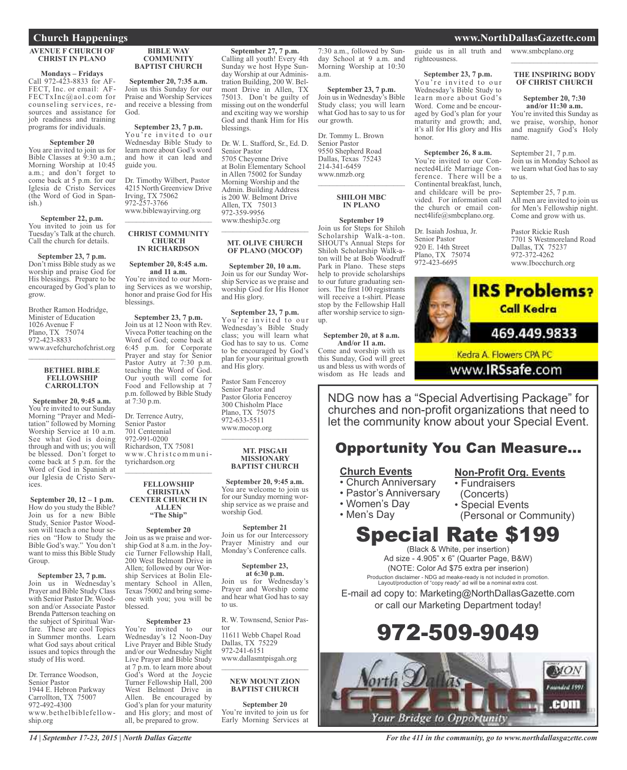## Church Happenings

### AVENUE F CHURCH OF CHRIST IN PLANO

**Mondays – Fridays**
Call 972-423-8833 for AFFECT, Inc. or email: AFFECTxInc@aol.com for counseling services, resources and assistance for job readiness and training programs for individuals.

**September 20**
You are invited to join us for Bible Classes at 9:30 a.m.; Morning Worship at 10:45 a.m.; and don't forget to come back at 5 p.m. for our Iglesia de Cristo Services (the Word of God in Spanish.)

**September 22, p.m.**
You invited to join us for Tuesday's Talk at the church. Call the church for details.

**September 23, 7 p.m.**
Don't miss Bible study as we worship and praise God for His blessings. Prepare to be encouraged by God's plan to grow.

Brother Ramon Hodridge,
Minister of Education
1026 Avenue F
Plano, TX 75074
972-423-8833
www.avefchurchofchrist.org

### BETHEL BIBLE FELLOWSHIP CARROLLTON

**September 20, 9:45 a.m.**
You're invited to our Sunday Morning "Prayer and Meditation" followed by Morning Worship Service at 10 a.m. See what God is doing through and with us; you will be blessed. Don't forget to come back at 5 p.m. for the Word of God in Spanish at our Iglesia de Cristo Services.

**September 20, 12 – 1 p.m.**
How do you study the Bible? Join us for a new Bible Study, Senior Pastor Woodson will teach a one hour series on "How to Study the Bible God's way." You don't want to miss this Bible Study Group.

**September 23, 7 p.m.**
Join us in Wednesday's Prayer and Bible Study Class with Senior Pastor Dr. Woodson and/or Associate Pastor Brenda Patterson teaching on the subject of Spiritual Warfare. These are cool Topics in Summer months. Learn what God says about critical issues and topics through the study of His word.

Dr. Terrance Woodson,
Senior Pastor
1944 E. Hebron Parkway
Carrollton, TX 75007
972-492-4300
www.bethelbiblefellowship.org

### BIBLE WAY COMMUNITY BAPTIST CHURCH

**September 20, 7:35 a.m.**
Join us this Sunday for our Praise and Worship Services and receive a blessing from God.

**September 23, 7 p.m.**
You're invited to our Wednesday Bible Study to learn more about God's word and how it can lead and guide you.

Dr. Timothy Wilbert, Pastor
4215 North Greenview Drive
Irving, TX 75062
972-257-3766
www.biblewayirving.org

### CHRIST COMMUNITY CHURCH IN RICHARDSON

**September 20, 8:45 a.m. and 11 a.m.**
You're invited to our Morning Services as we worship, honor and praise God for His blessings.

**September 23, 7 p.m.**
Join us at 12 Noon with Rev. Viveca Potter teaching on the Word of God; come back at 6:45 p.m. for Corporate Prayer and stay for Senior Pastor Autry at 7:30 p.m. teaching the Word of God. Our youth will come for Food and Fellowship at 7 p.m. followed by Bible Study at 7:30 p.m.

Dr. Terrence Autry,
Senior Pastor
701 Centennial
972-991-0200
Richardson, TX 75081
www.Christcommunityrichardson.org

### FELLOWSHIP CHRISTIAN CENTER CHURCH IN ALLEN "The Ship"

**September 20**
Join us as we praise and worship God at 8 a.m. in the Joycie Turner Fellowship Hall, 200 West Belmont Drive in Allen; followed by our Worship Services at Bolin Elementary School in Allen, Texas 75002 and bring someone with you; you will be blessed.

**September 23**
You're invited to our Wednesday's 12 Noon-Day Live Prayer and Bible Study and/or our Wednesday Night Live Prayer and Bible Study at 7 p.m. to learn more about God's Word at the Joycie Turner Fellowship Hall, 200 West Belmont Drive in Allen. Be encouraged by God's plan for your maturity and His glory; and most of all, be prepared to grow.

**September 27, 7 p.m.**
Calling all youth! Every 4th Sunday we host Hype Sunday Worship at our Administration Building, 200 W. Belmont Drive in Allen, TX 75013. Don't be guilty of missing out on the wonderful and exciting way we worship God and thank Him for His blessings.

Dr. W. L. Stafford, Sr., Ed. D.
Senior Pastor
5705 Cheyenne Drive
at Bolin Elementary School in Allen 75002 for Sunday Morning Worship and the Admin. Building Address is 200 W. Belmont Drive
Allen, TX 75013
972-359-9956
www.theship3c.org

### MT. OLIVE CHURCH OF PLANO (MOCOP)

**September 20, 10 a.m.**
Join us for our Sunday Worship Service as we praise and worship God for His Honor and His glory.

**September 23, 7 p.m.**
You're invited to our Wednesday's Bible Study class; you will learn what God has to say to us. Come to be encouraged by God's plan for your spiritual growth and His glory.

Pastor Sam Fenceroy
Senior Pastor and
Pastor Gloria Fenceroy
300 Chisholm Place
Plano, TX 75075
972-633-5511
www.mocop.org

### MT. PISGAH MISSIONARY BAPTIST CHURCH

**September 20, 9:45 a.m.**
You are welcome to join us for our Sunday morning worship service as we praise and worship God.

**September 21**
Join us for our Intercessory Prayer Ministry and our Monday's Conference calls.

**September 23, at 6:30 p.m.**
Join us for Wednesday's Prayer and Worship come and hear what God has to say to us.

R. W. Townsend, Senior Pastor
11611 Webb Chapel Road
Dallas, TX 75229
972-241-6151
www.dallasmtpisgah.org

### NEW MOUNT ZION BAPTIST CHURCH

**September 20**
You're invited to join us for Early Morning Services at 7:30 a.m., followed by Sunday School at 9 a.m. and Morning Worship at 10:30 a.m.

**September 23, 7 p.m.**
Join us in Wednesday's Bible Study class; you will learn what God has to say to us for our growth.

Dr. Tommy L. Brown
Senior Pastor
9550 Shepherd Road
Dallas, Texas 75243
214-341-6459
www.nmzb.org

### SHILOH MBC IN PLANO

**September 19**
Join us for Steps for Shiloh Scholarship Walk-a-ton. SHOUT's Annual Steps for Shiloh Scholarship Walk-a-ton will be at Bob Woodruff Park in Plano. These steps help to provide scholarships to our future graduating seniors. The first 100 registrants will receive a t-shirt. Please stop by the Fellowship Hall after worship service to sign-up.

**September 20, at 8 a.m. And/or 11 a.m.**
Come and worship with us this Sunday, God will greet us and bless us with words of wisdom as He leads and guide us in all truth and righteousness.

**September 23, 7 p.m.**
You're invited to our Wednesday's Bible Study to learn more about God's Word. Come and be encouraged by God's plan for your maturity and growth; and, it's all for His glory and His honor.

**September 26, 8 a.m.**
You're invited to our Connected4Life Marriage Conference. There will be a Continental breakfast, lunch, and childcare will be provided. For information call the church or email connect4life@smbcplano.org.

Dr. Isaiah Joshua, Jr.
Senior Pastor
920 E. 14th Street
Plano, TX 75074
972-423-6695
www.smbcplano.org

### THE INSPIRING BODY OF CHRIST CHURCH

**September 20, 7:30 and/or 11:30 a.m.**
You're invited this Sunday as we praise, worship, honor and magnify God's Holy name.

September 21, 7 p.m.
Join us in Monday School as we learn what God has to say to us.

September 25, 7 p.m.
All men are invited to join us for Men's Fellowship night. Come and grow with us.

Pastor Rickie Rush
7701 S Westmoreland Road
Dallas, TX 75237
972-372-4262
www.Ibocchurch.org

---

**IRS Problems? Call Kedra**
469.449.9833
Kedra A. Flowers CPA PC
www.IRSsafe.com

---

NDG now has a "Special Advertising Package" for churches and non-profit organizations that need to let the community know about your Special Event.

## Opportunity You Can Measure...

**Church Events**
- Church Anniversary
- Pastor's Anniversary
- Women's Day
- Men's Day

**Non-Profit Org. Events**
- Fundraisers (Concerts)
- Special Events (Personal or Community)

## Special Rate $199

(Black & White, per insertion)
Ad size - 4.905" x 6" (Quarter Page, B&W)
(NOTE: Color Ad $75 extra per inserion)
Production disclaimer - NDG ad meake-ready is not included in promotion. Layout/production of "copy ready" ad will be a nominal extra cost.

E-mail ad copy to: Marketing@NorthDallasGazette.com or call our Marketing Department today!

## 972-509-9049

North Dallas Gazette .com — Your Bridge to Opportunity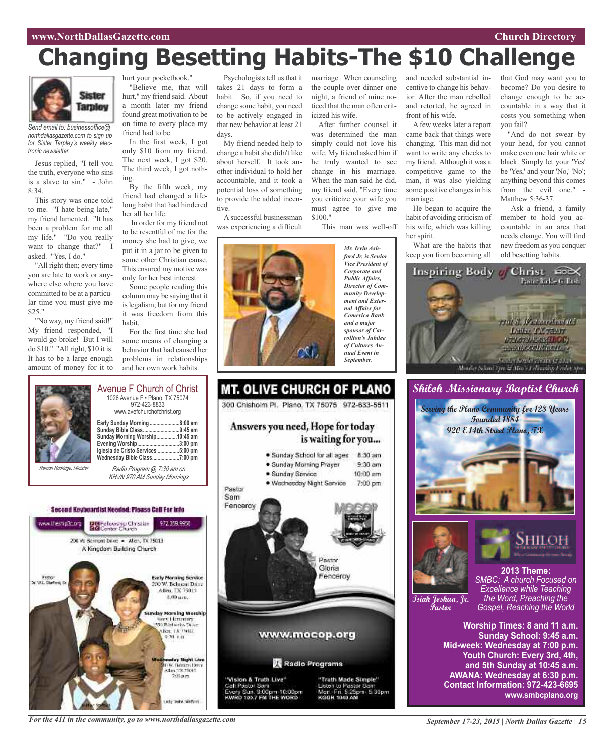# Changing Besetting Habits-The $10 Challenge

Sister Tarpley

*Send email to: businessoffice@northdallasgazette.com to sign up for Sister Tarpley's weekly electronic newsletter.*

Jesus replied, "I tell you the truth, everyone who sins is a slave to sin." - John 8:34.

This story was once told to me. "I hate being late," my friend lamented. "It has been a problem for me all my life." "Do you really want to change that?" I asked. "Yes, I do."

"All right then; every time you are late to work or anywhere else where you have committed to be at a particular time you must give me $25."

"No way, my friend said!" My friend responded, "I would go broke! But I will do $10." "All right, $10 it is. It has to be a large enough amount of money for it to hurt your pocketbook."

"Believe me, that will hurt," my friend said. About a month later my friend found great motivation to be on time to every place my friend had to be.

In the first week, I got only $10 from my friend. The next week, I got $20. The third week, I got nothing.

By the fifth week, my friend had changed a lifelong habit that had hindered her all her life.

In order for my friend not to be resentful of me for the money she had to give, we put it in a jar to be given to some other Christian cause. This ensured my motive was only for her best interest.

Some people reading this column may be saying that it is legalism; but for my friend it was freedom from this habit.

For the first time she had some means of changing a behavior that had caused her problems in relationships and her own work habits.

Psychologists tell us that it takes 21 days to form a habit. So, if you need to change some habit, you need to be actively engaged in that new behavior at least 21 days.

My friend needed help to change a habit she didn't like about herself. It took another individual to hold her accountable, and it took a potential loss of something to provide the added incentive.

A successful businessman was experiencing a difficult marriage. When counseling the couple over dinner one night, a friend of mine noticed that the man often criticized his wife.

After further counsel it was determined the man simply could not love his wife. My friend asked him if he truly wanted to see change in his marriage. When the man said he did, my friend said, "Every time you criticize your wife you must agree to give me $100."

This man was well-off and needed substantial incentive to change his behavior. After the man rebelled and retorted, he agreed in front of his wife.

A few weeks later a report came back that things were changing. This man did not want to write any checks to my friend. Although it was a competitive game to the man, it was also yielding some positive changes in his marriage.

He began to acquire the habit of avoiding criticism of his wife, which was killing her spirit.

What are the habits that keep you from becoming all that God may want you to become? Do you desire to change enough to be accountable in a way that it costs you something when you fail?

"And do not swear by your head, for you cannot make even one hair white or black. Simply let your 'Yes' be 'Yes,' and your 'No,' 'No'; anything beyond this comes from the evil one." - Matthew 5:36-37.

Ask a friend, a family member to hold you accountable in an area that needs change. You will find new freedom as you conquer old besetting habits.

*Mr. Irvin Ashford Jr, is Senior Vice President of Corporate and Public Affairs, Director of Community Development and External Affairs for Comerica Bank and a major sponsor of Carrollton's Jubilee of Cultures Annual Event in September.*

---

## Inspiring Body of Christ

Pastor Richie G. Butler

7701 S. Westmoreland Rd
Dallas, TX 75237
972-372-4262 (IBOC)
www.IBOCCHURCH.org

Sunday Service 8:30 & 11 a.m.
Monday School 7pm & Men's Fellowship Friday 6pm

---

## Avenue F Church of Christ

1026 Avenue F • Plano, TX 75074
972-423-8833
www.avefchurchofchrist.org

| | |
|---|---|
| Early Sunday Morning | 8:00 am |
| Sunday Bible Class | 9:45 am |
| Sunday Morning Worship | 10:45 am |
| Evening Worship | 3:00 pm |
| Iglesia de Cristo Services | 5:00 pm |
| Wednesday Bible Class | 7:00 pm |

Ramon Hodridge, Minister

*Radio Program @ 7:30 am on KHVN 970 AM Sunday Mornings*

---

## Mt. Olive Church of Plano

300 Chisholm Pl. Plano, TX 75075 972-633-5511

**Answers you need, Hope for today is waiting for you...**

- Sunday School for all ages 8:30 am
- Sunday Morning Prayer 9:30 am
- Sunday Service 10:00 am
- Wednesday Night Service 7:00 pm

Pastor Sam Fenceroy

Pastor Gloria Fenceroy

www.mocop.org

**Radio Programs**

"Vision & Truth Live" Call Pastor Sam Every Sun. 9:00pm-10:00pm KWRD 100.7 FM THE WORD

"Truth Made Simple" Listen to Pastor Sam Mon.-Fri. 5:25pm-5:30pm KGGR 1040 AM

---

## Shiloh Missionary Baptist Church

*Serving the Plano Community for 128 Years*
*Founded 1884*
*920 E 14th Street Plano, TX*

Isiah Joshua, Jr.
Pastor

**2013 Theme:**
*SMBC: A church Focused on Excellence while Teaching the Word, Preaching the Gospel, Reaching the World*

**Worship Times: 8 and 11 a.m.**
**Sunday School: 9:45 a.m.**
**Mid-week: Wednesday at 7:00 p.m.**
**Youth Church: Every 3rd, 4th, and 5th Sunday at 10:45 a.m.**
**AWANA: Wednesday at 6:30 p.m.**
**Contact Information: 972-423-6695**
**www.smbcplano.org**

---

**Second Keyboardist Needed: Please Call For Info**

www.thesnip1c.org — Fellowship Christian Center Church — 972.359.9956

200 W. Belmont Drive • Allen, TX 75013
A Kingdom Building Church

Pastor Dr. W.L. Stafford, Sr.

Early Morning Service
200 W. Belmont Drive
Allen, TX 75013
8:00 a.m.

Sunday Morning Worship
Story Elementary
550 Belmont Drive
Allen, TX 75013
9:30 a.m.

Wednesday Night Live
200 W. Belmont Drive
Allen, TX 75013
7:00 p.m.

Lady Tasha Stafford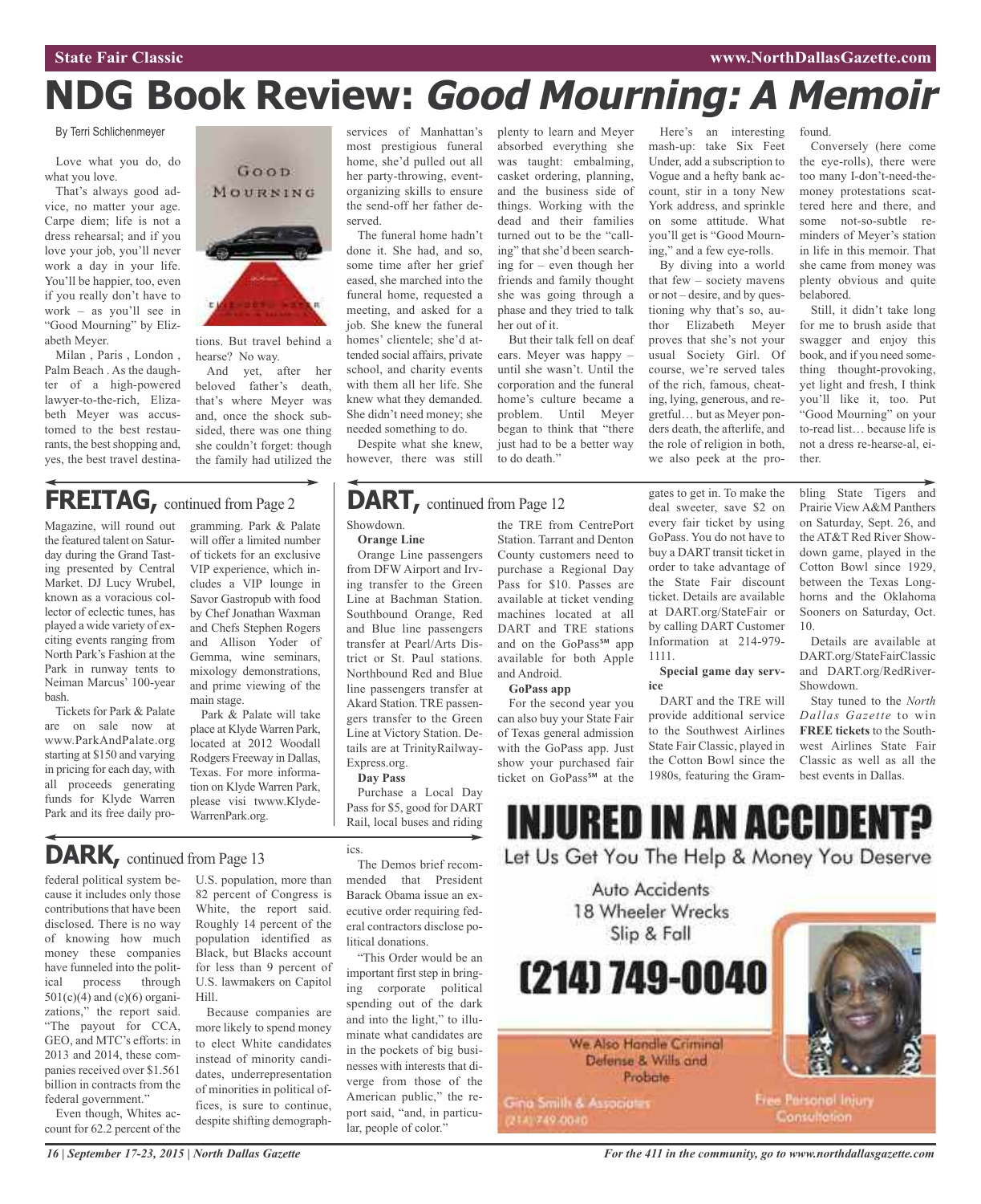# NDG Book Review: *Good Mourning: A Memoir*

By Terri Schlichenmeyer

Love what you do, do what you love.

That's always good advice, no matter your age. Carpe diem; life is not a dress rehearsal; and if you love your job, you'll never work a day in your life. You'll be happier, too, even if you really don't have to work – as you'll see in "Good Mourning" by Elizabeth Meyer.

Milan , Paris , London , Palm Beach . As the daughter of a high-powered lawyer-to-the-rich, Elizabeth Meyer was accustomed to the best restaurants, the best shopping and, yes, the best travel destinations. But travel behind a hearse? No way.

And yet, after her beloved father's death, that's where Meyer was and, once the shock subsided, there was one thing she couldn't forget: though the family had utilized the services of Manhattan's most prestigious funeral home, she'd pulled out all her party-throwing, event-organizing skills to ensure the send-off her father deserved.

The funeral home hadn't done it. She had, and so, some time after her grief eased, she marched into the funeral home, requested a meeting, and asked for a job. She knew the funeral homes' clientele; she'd attended social affairs, private school, and charity events with them all her life. She knew what they demanded. She didn't need money; she needed something to do.

Despite what she knew, however, there was still plenty to learn and Meyer absorbed everything she was taught: embalming, casket ordering, planning, and the business side of things. Working with the dead and their families turned out to be the "calling" that she'd been searching for – even though her friends and family thought she was going through a phase and they tried to talk her out of it.

But their talk fell on deaf ears. Meyer was happy – until she wasn't. Until the corporation and the funeral home's culture became a problem. Until Meyer began to think that "there just had to be a better way to do death."

Here's an interesting mash-up: take Six Feet Under, add a subscription to Vogue and a hefty bank account, stir in a tony New York address, and sprinkle on some attitude. What you'll get is "Good Mourning," and a few eye-rolls.

By diving into a world that few – society mavens or not – desire, and by questioning why that's so, author Elizabeth Meyer proves that she's not your usual Society Girl. Of course, we're served tales of the rich, famous, cheating, lying, generous, and regretful… but as Meyer ponders death, the afterlife, and the role of religion in both, we also peek at the profound.

Conversely (here come the eye-rolls), there were too many I-don't-need-the-money protestations scattered here and there, and some not-so-subtle reminders of Meyer's station in life in this memoir. That she came from money was plenty obvious and quite belabored.

Still, it didn't take long for me to brush aside that swagger and enjoy this book, and if you need something thought-provoking, yet light and fresh, I think you'll like it, too. Put "Good Mourning" on your to-read list… because life is not a dress re-hearse-al, either.

## FREITAG, continued from Page 2

Magazine, will round out the featured talent on Saturday during the Grand Tasting presented by Central Market. DJ Lucy Wrubel, known as a voracious collector of eclectic tunes, has played a wide variety of exciting events ranging from North Park's Fashion at the Park in runway tents to Neiman Marcus' 100-year bash.

Tickets for Park & Palate are on sale now at www.ParkAndPalate.org starting at $150 and varying in pricing for each day, with all proceeds generating funds for Klyde Warren Park and its free daily programming. Park & Palate will offer a limited number of tickets for an exclusive VIP experience, which includes a VIP lounge in Savor Gastropub with food by Chef Jonathan Waxman and Chefs Stephen Rogers and Allison Yoder of Gemma, wine seminars, mixology demonstrations, and prime viewing of the main stage.

Park & Palate will take place at Klyde Warren Park, located at 2012 Woodall Rodgers Freeway in Dallas, Texas. For more information on Klyde Warren Park, please visi twww.KlydeWarrenPark.org.

## DART, continued from Page 12

Showdown.

**Orange Line**

Orange Line passengers from DFW Airport and Irving transfer to the Green Line at Bachman Station. Southbound Orange, Red and Blue line passengers transfer at Pearl/Arts District or St. Paul stations. Northbound Red and Blue line passengers transfer at Akard Station. TRE passengers transfer to the Green Line at Victory Station. Details are at TrinityRailwayExpress.org.

**Day Pass**

Purchase a Local Day Pass for $5, good for DART Rail, local buses and riding the TRE from CentrePort Station. Tarrant and Denton County customers need to purchase a Regional Day Pass for $10. Passes are available at ticket vending machines located at all DART and TRE stations and on the GoPass℠ app available for both Apple and Android.

**GoPass app**

For the second year you can also buy your State Fair of Texas general admission with the GoPass app. Just show your purchased fair ticket on GoPass℠ at the gates to get in. To make the deal sweeter, save $2 on every fair ticket by using GoPass. You do not have to buy a DART transit ticket in order to take advantage of the State Fair discount ticket. Details are available at DART.org/StateFair or by calling DART Customer Information at 214-979-1111.

**Special game day service**

DART and the TRE will provide additional service to the Southwest Airlines State Fair Classic, played in the Cotton Bowl since the 1980s, featuring the Grambling State Tigers and Prairie View A&M Panthers on Saturday, Sept. 26, and the AT&T Red River Showdown game, played in the Cotton Bowl since 1929, between the Texas Longhorns and the Oklahoma Sooners on Saturday, Oct. 10.

Details are available at DART.org/StateFairClassic and DART.org/RedRiverShowdown.

Stay tuned to the *North Dallas Gazette* to win **FREE tickets** to the Southwest Airlines State Fair Classic as well as all the best events in Dallas.

## DARK, continued from Page 13

federal political system because it includes only those contributions that have been disclosed. There is no way of knowing how much money these companies have funneled into the political process through 501(c)(4) and (c)(6) organizations," the report said. "The payout for CCA, GEO, and MTC's efforts: in 2013 and 2014, these companies received over $1.561 billion in contracts from the federal government."

Even though, Whites account for 62.2 percent of the U.S. population, more than 82 percent of Congress is White, the report said. Roughly 14 percent of the population identified as Black, but Blacks account for less than 9 percent of U.S. lawmakers on Capitol Hill.

Because companies are more likely to spend money to elect White candidates instead of minority candidates, underrepresentation of minorities in political offices, is sure to continue, despite shifting demographics.

The Demos brief recommended that President Barack Obama issue an executive order requiring federal contractors disclose political donations.

"This Order would be an important first step in bringing corporate political spending out of the dark and into the light," to illuminate what candidates are in the pockets of big businesses with interests that diverge from those of the American public," the report said, "and, in particular, people of color."

**INJURED IN AN ACCIDENT?**

Let Us Get You The Help & Money You Deserve

Auto Accidents
18 Wheeler Wrecks
Slip & Fall

**(214) 749-0040**

We Also Handle Criminal Defense & Wills and Probate

Gina Smith & Associates
(214) 749-0040

Free Personal Injury Consultation